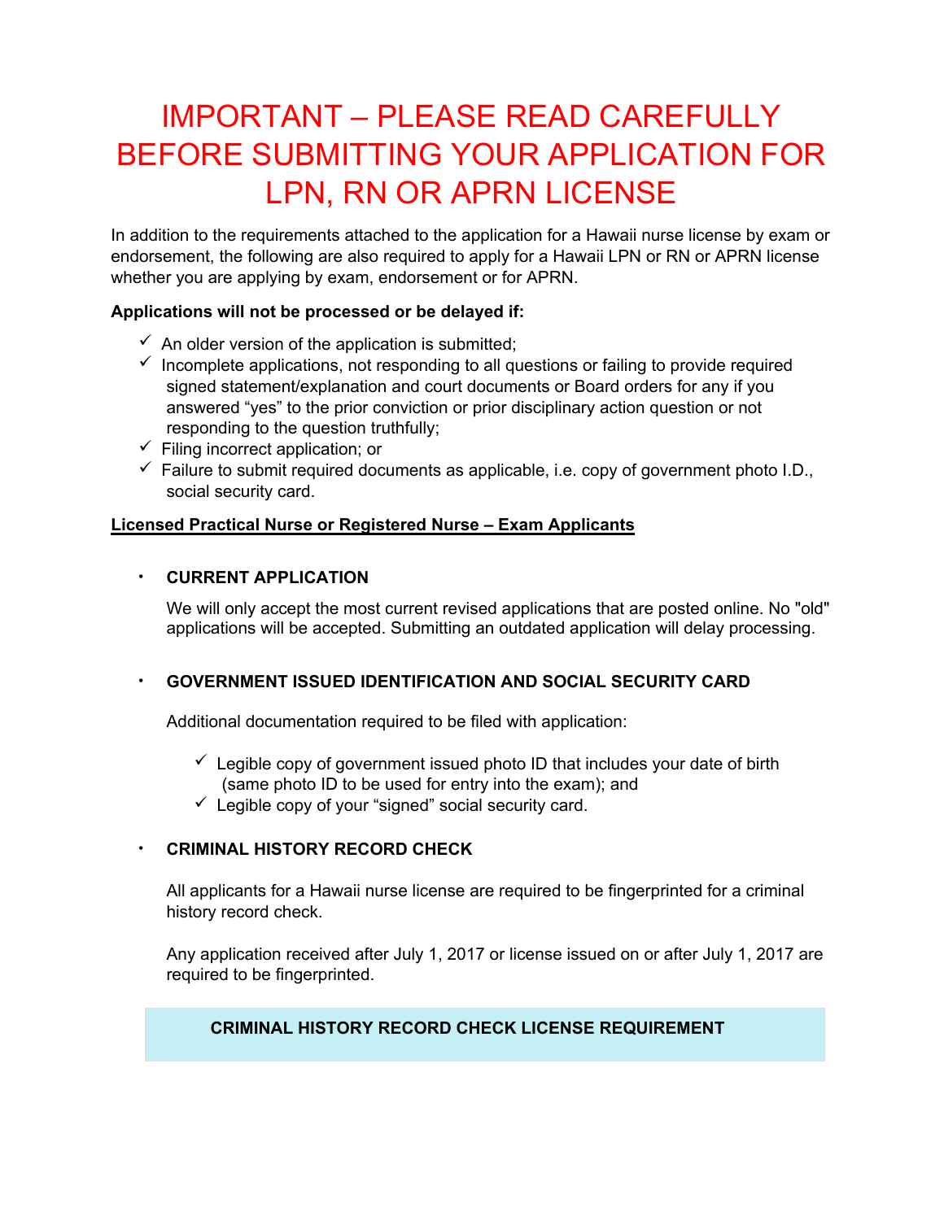# IMPORTANT – PLEASE READ CAREFULLY BEFORE SUBMITTING YOUR APPLICATION FOR LPN, RN OR APRN LICENSE

In addition to the requirements attached to the application for a Hawaii nurse license by exam or endorsement, the following are also required to apply for a Hawaii LPN or RN or APRN license whether you are applying by exam, endorsement or for APRN.

**Applications will not be processed or be delayed if:**

- ✓ An older version of the application is submitted;
- ✓ Incomplete applications, not responding to all questions or failing to provide required signed statement/explanation and court documents or Board orders for any if you answered "yes" to the prior conviction or prior disciplinary action question or not responding to the question truthfully;
- ✓ Filing incorrect application; or
- ✓ Failure to submit required documents as applicable, i.e. copy of government photo I.D., social security card.

**<u>Licensed Practical Nurse or Registered Nurse – Exam Applicants</u>**

- **CURRENT APPLICATION**

  We will only accept the most current revised applications that are posted online. No "old" applications will be accepted. Submitting an outdated application will delay processing.

- **GOVERNMENT ISSUED IDENTIFICATION AND SOCIAL SECURITY CARD**

  Additional documentation required to be filed with application:

  - ✓ Legible copy of government issued photo ID that includes your date of birth (same photo ID to be used for entry into the exam); and
  - ✓ Legible copy of your "signed" social security card.

- **CRIMINAL HISTORY RECORD CHECK**

  All applicants for a Hawaii nurse license are required to be fingerprinted for a criminal history record check.

  Any application received after July 1, 2017 or license issued on or after July 1, 2017 are required to be fingerprinted.

**CRIMINAL HISTORY RECORD CHECK LICENSE REQUIREMENT**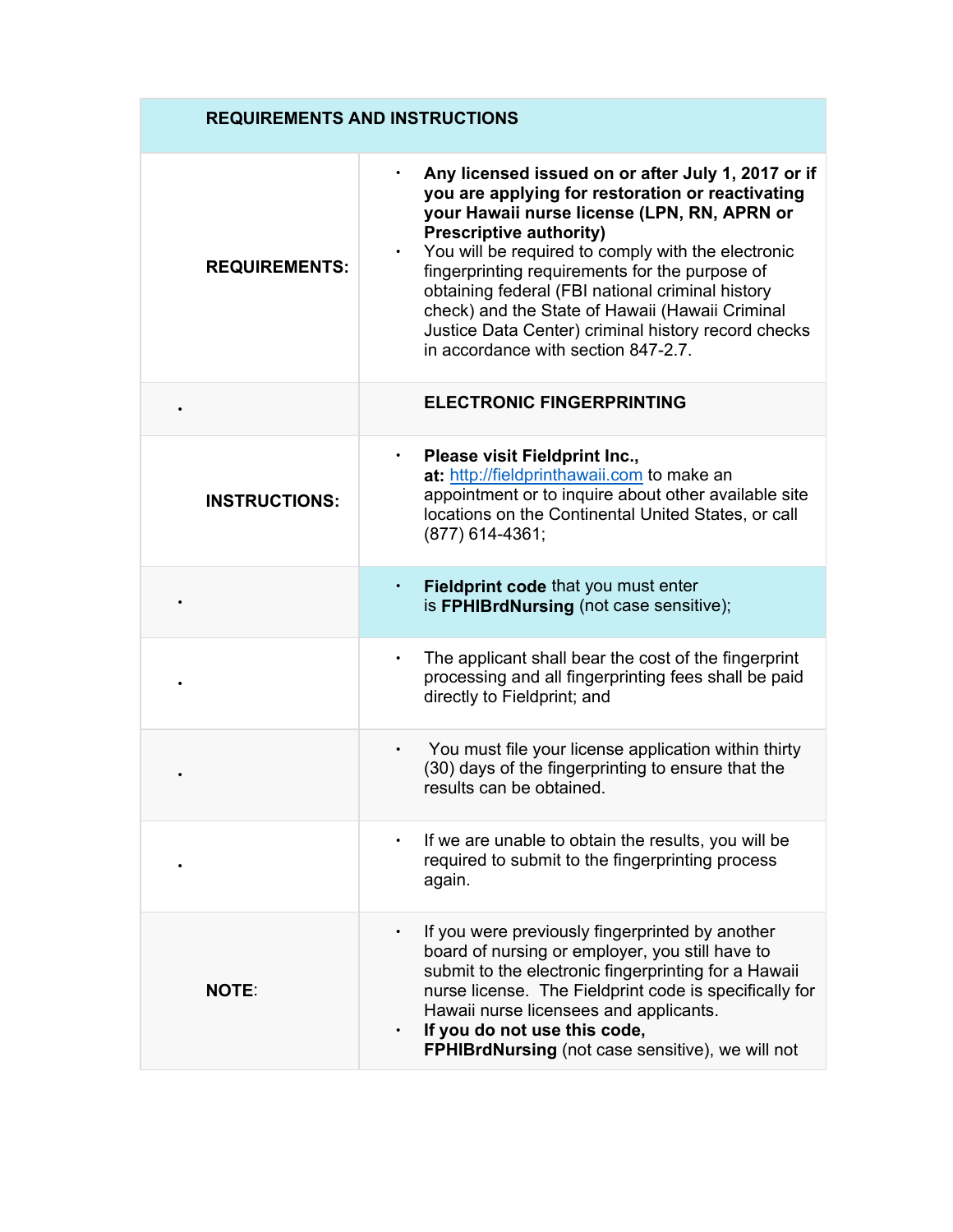| REQUIREMENTS AND INSTRUCTIONS | |
|---|---|
| **REQUIREMENTS:** | • **Any licensed issued on or after July 1, 2017 or if you are applying for restoration or reactivating your Hawaii nurse license (LPN, RN, APRN or Prescriptive authority)**<br>• You will be required to comply with the electronic fingerprinting requirements for the purpose of obtaining federal (FBI national criminal history check) and the State of Hawaii (Hawaii Criminal Justice Data Center) criminal history record checks in accordance with section 847-2.7. |
| • | **ELECTRONIC FINGERPRINTING** |
| **INSTRUCTIONS:** | • **Please visit Fieldprint Inc., at:** [http://fieldprinthawaii.com](http://fieldprinthawaii.com) to make an appointment or to inquire about other available site locations on the Continental United States, or call (877) 614-4361; |
| • | • **Fieldprint code** that you must enter is **FPHIBrdNursing** (not case sensitive); |
| • | • The applicant shall bear the cost of the fingerprint processing and all fingerprinting fees shall be paid directly to Fieldprint; and |
| • | • You must file your license application within thirty (30) days of the fingerprinting to ensure that the results can be obtained. |
| • | • If we are unable to obtain the results, you will be required to submit to the fingerprinting process again. |
| **NOTE**: | • If you were previously fingerprinted by another board of nursing or employer, you still have to submit to the electronic fingerprinting for a Hawaii nurse license. The Fieldprint code is specifically for Hawaii nurse licensees and applicants.<br>• **If you do not use this code, FPHIBrdNursing** (not case sensitive), we will not |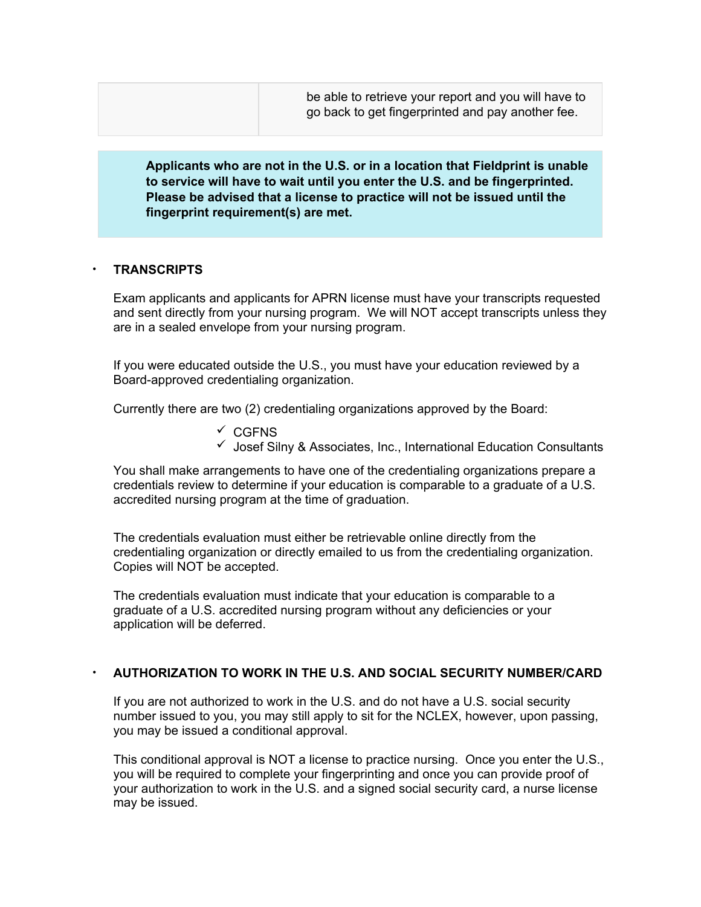| | |
|---|---|
| | be able to retrieve your report and you will have to go back to get fingerprinted and pay another fee. |

**Applicants who are not in the U.S. or in a location that Fieldprint is unable to service will have to wait until you enter the U.S. and be fingerprinted. Please be advised that a license to practice will not be issued until the fingerprint requirement(s) are met.**

- **TRANSCRIPTS**

  Exam applicants and applicants for APRN license must have your transcripts requested and sent directly from your nursing program. We will NOT accept transcripts unless they are in a sealed envelope from your nursing program.

  If you were educated outside the U.S., you must have your education reviewed by a Board-approved credentialing organization.

  Currently there are two (2) credentialing organizations approved by the Board:

  - ✓ CGFNS
  - ✓ Josef Silny & Associates, Inc., International Education Consultants

  You shall make arrangements to have one of the credentialing organizations prepare a credentials review to determine if your education is comparable to a graduate of a U.S. accredited nursing program at the time of graduation.

  The credentials evaluation must either be retrievable online directly from the credentialing organization or directly emailed to us from the credentialing organization. Copies will NOT be accepted.

  The credentials evaluation must indicate that your education is comparable to a graduate of a U.S. accredited nursing program without any deficiencies or your application will be deferred.

- **AUTHORIZATION TO WORK IN THE U.S. AND SOCIAL SECURITY NUMBER/CARD**

  If you are not authorized to work in the U.S. and do not have a U.S. social security number issued to you, you may still apply to sit for the NCLEX, however, upon passing, you may be issued a conditional approval.

  This conditional approval is NOT a license to practice nursing. Once you enter the U.S., you will be required to complete your fingerprinting and once you can provide proof of your authorization to work in the U.S. and a signed social security card, a nurse license may be issued.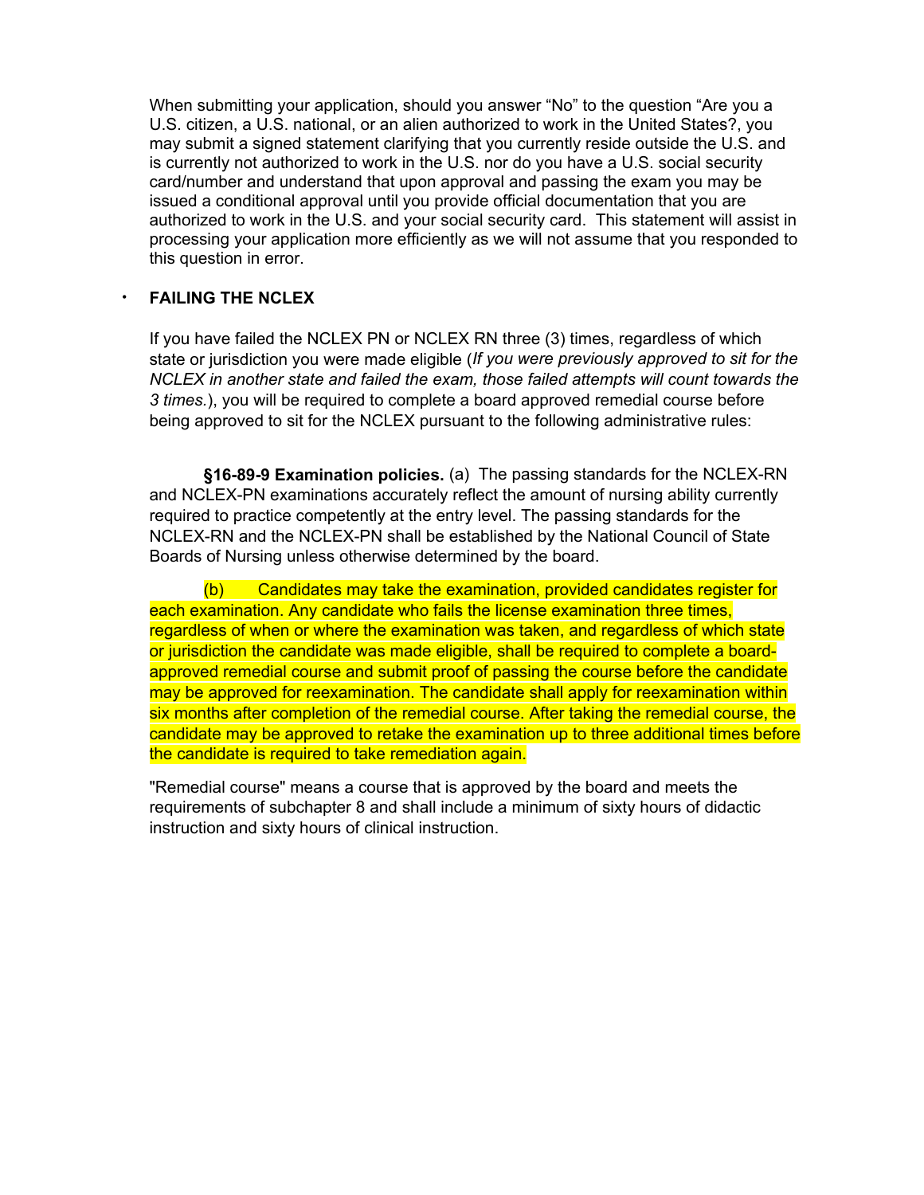When submitting your application, should you answer “No” to the question “Are you a U.S. citizen, a U.S. national, or an alien authorized to work in the United States?, you may submit a signed statement clarifying that you currently reside outside the U.S. and is currently not authorized to work in the U.S. nor do you have a U.S. social security card/number and understand that upon approval and passing the exam you may be issued a conditional approval until you provide official documentation that you are authorized to work in the U.S. and your social security card. This statement will assist in processing your application more efficiently as we will not assume that you responded to this question in error.

- **FAILING THE NCLEX**

  If you have failed the NCLEX PN or NCLEX RN three (3) times, regardless of which state or jurisdiction you were made eligible (*If you were previously approved to sit for the NCLEX in another state and failed the exam, those failed attempts will count towards the 3 times.*), you will be required to complete a board approved remedial course before being approved to sit for the NCLEX pursuant to the following administrative rules:

  **§16-89-9 Examination policies.** (a) The passing standards for the NCLEX-RN and NCLEX-PN examinations accurately reflect the amount of nursing ability currently required to practice competently at the entry level. The passing standards for the NCLEX-RN and the NCLEX-PN shall be established by the National Council of State Boards of Nursing unless otherwise determined by the board.

  (b) Candidates may take the examination, provided candidates register for each examination. Any candidate who fails the license examination three times, regardless of when or where the examination was taken, and regardless of which state or jurisdiction the candidate was made eligible, shall be required to complete a board-approved remedial course and submit proof of passing the course before the candidate may be approved for reexamination. The candidate shall apply for reexamination within six months after completion of the remedial course. After taking the remedial course, the candidate may be approved to retake the examination up to three additional times before the candidate is required to take remediation again.

  "Remedial course" means a course that is approved by the board and meets the requirements of subchapter 8 and shall include a minimum of sixty hours of didactic instruction and sixty hours of clinical instruction.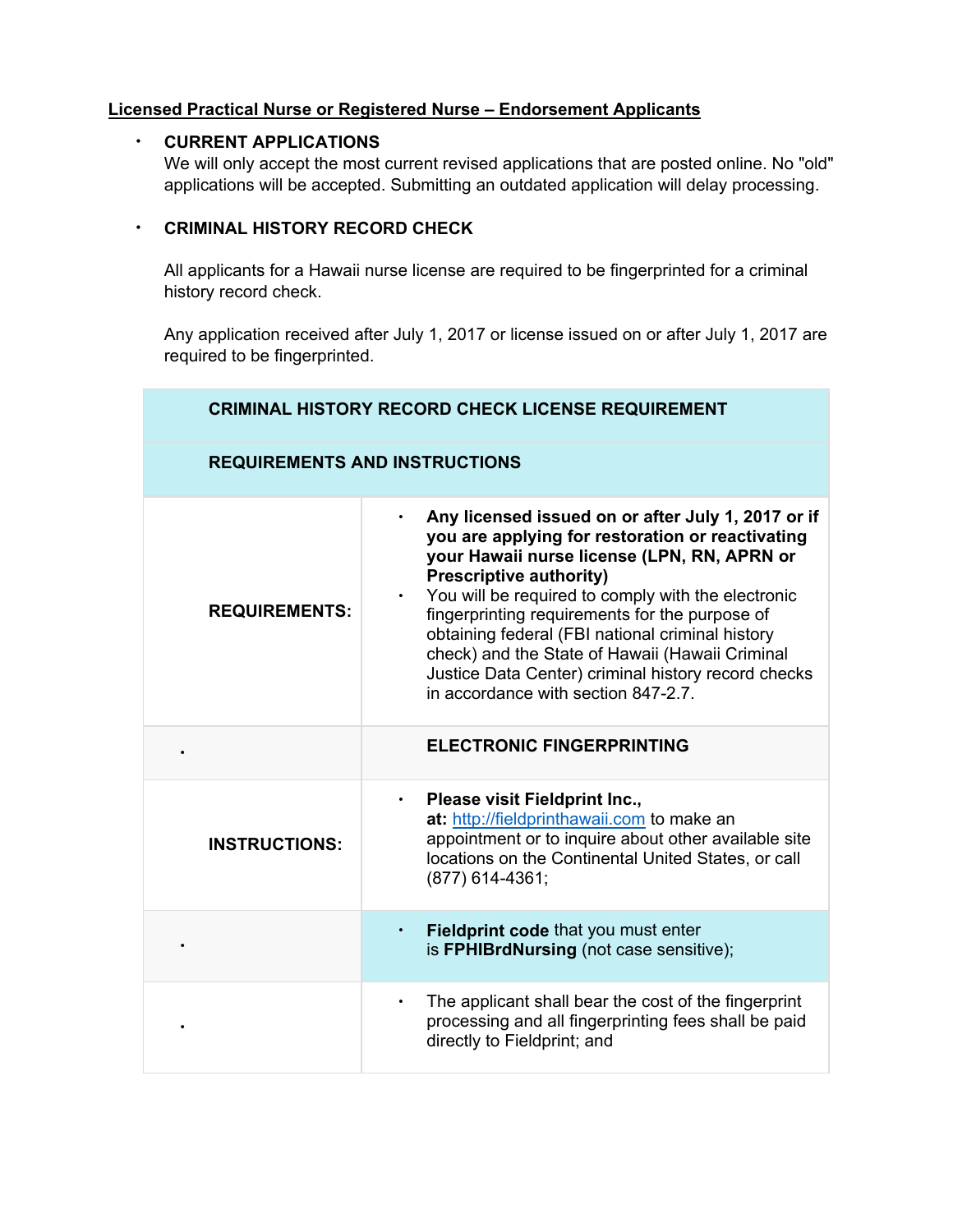**Licensed Practical Nurse or Registered Nurse – Endorsement Applicants**

- **CURRENT APPLICATIONS**
  We will only accept the most current revised applications that are posted online. No "old" applications will be accepted. Submitting an outdated application will delay processing.

- **CRIMINAL HISTORY RECORD CHECK**

  All applicants for a Hawaii nurse license are required to be fingerprinted for a criminal history record check.

  Any application received after July 1, 2017 or license issued on or after July 1, 2017 are required to be fingerprinted.

| CRIMINAL HISTORY RECORD CHECK LICENSE REQUIREMENT | |
|---|---|
| **REQUIREMENTS AND INSTRUCTIONS** | |
| **REQUIREMENTS:** | • **Any licensed issued on or after July 1, 2017 or if you are applying for restoration or reactivating your Hawaii nurse license (LPN, RN, APRN or Prescriptive authority)**<br>• You will be required to comply with the electronic fingerprinting requirements for the purpose of obtaining federal (FBI national criminal history check) and the State of Hawaii (Hawaii Criminal Justice Data Center) criminal history record checks in accordance with section 847-2.7. |
| • | **ELECTRONIC FINGERPRINTING** |
| **INSTRUCTIONS:** | • **Please visit Fieldprint Inc., at:** http://fieldprinthawaii.com to make an appointment or to inquire about other available site locations on the Continental United States, or call (877) 614-4361; |
| • | • **Fieldprint code** that you must enter is **FPHIBrdNursing** (not case sensitive); |
| • | • The applicant shall bear the cost of the fingerprint processing and all fingerprinting fees shall be paid directly to Fieldprint; and |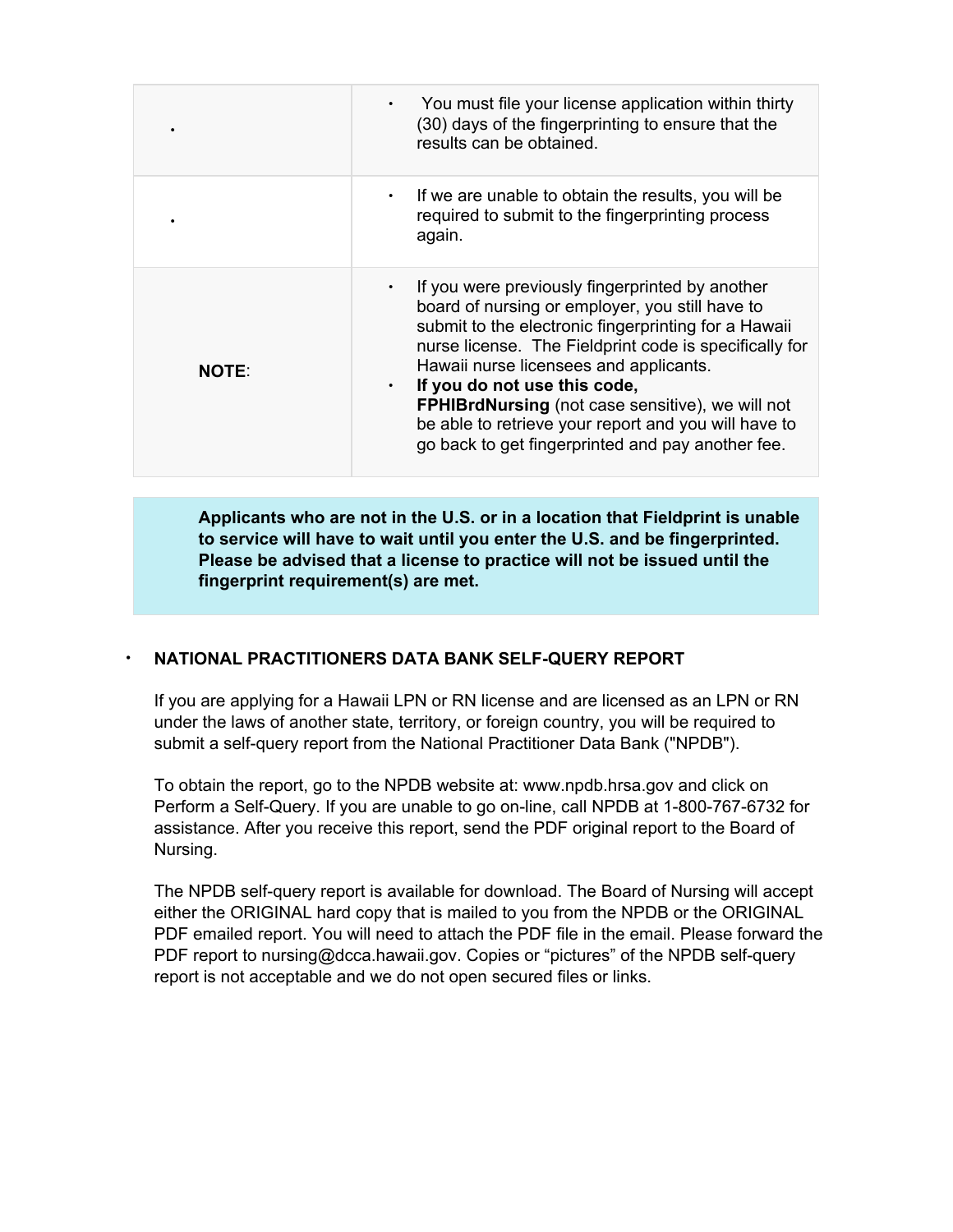| | |
|---|---|
| • | • You must file your license application within thirty (30) days of the fingerprinting to ensure that the results can be obtained. |
| • | • If we are unable to obtain the results, you will be required to submit to the fingerprinting process again. |
| **NOTE**: | • If you were previously fingerprinted by another board of nursing or employer, you still have to submit to the electronic fingerprinting for a Hawaii nurse license. The Fieldprint code is specifically for Hawaii nurse licensees and applicants.<br>• **If you do not use this code, FPHIBrdNursing** (not case sensitive), we will not be able to retrieve your report and you will have to go back to get fingerprinted and pay another fee. |

**Applicants who are not in the U.S. or in a location that Fieldprint is unable to service will have to wait until you enter the U.S. and be fingerprinted. Please be advised that a license to practice will not be issued until the fingerprint requirement(s) are met.**

- **NATIONAL PRACTITIONERS DATA BANK SELF-QUERY REPORT**

  If you are applying for a Hawaii LPN or RN license and are licensed as an LPN or RN under the laws of another state, territory, or foreign country, you will be required to submit a self-query report from the National Practitioner Data Bank ("NPDB").

  To obtain the report, go to the NPDB website at: www.npdb.hrsa.gov and click on Perform a Self-Query. If you are unable to go on-line, call NPDB at 1-800-767-6732 for assistance. After you receive this report, send the PDF original report to the Board of Nursing.

  The NPDB self-query report is available for download. The Board of Nursing will accept either the ORIGINAL hard copy that is mailed to you from the NPDB or the ORIGINAL PDF emailed report. You will need to attach the PDF file in the email. Please forward the PDF report to nursing@dcca.hawaii.gov. Copies or "pictures" of the NPDB self-query report is not acceptable and we do not open secured files or links.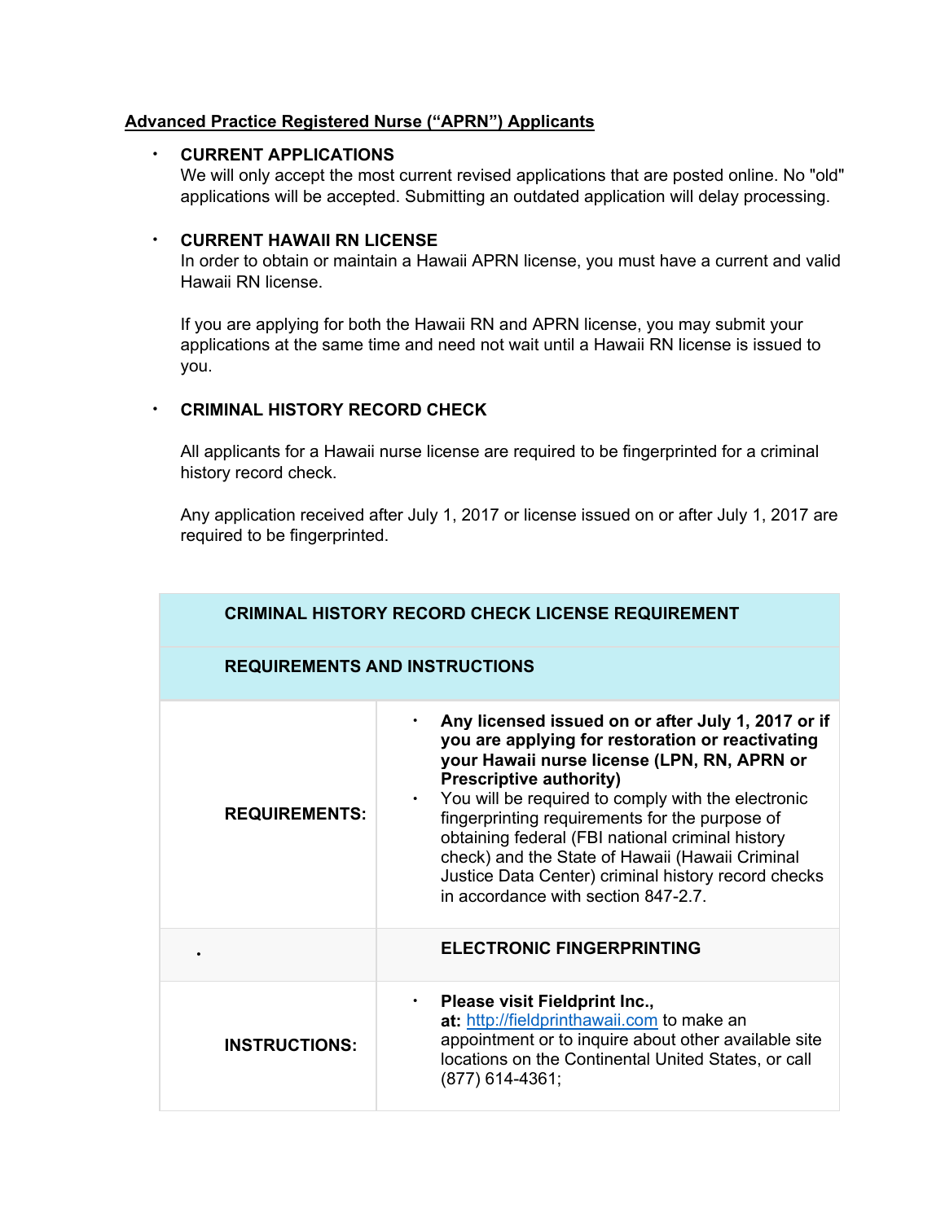**Advanced Practice Registered Nurse ("APRN") Applicants**

- **CURRENT APPLICATIONS**
  We will only accept the most current revised applications that are posted online. No "old" applications will be accepted. Submitting an outdated application will delay processing.

- **CURRENT HAWAII RN LICENSE**
  In order to obtain or maintain a Hawaii APRN license, you must have a current and valid Hawaii RN license.

  If you are applying for both the Hawaii RN and APRN license, you may submit your applications at the same time and need not wait until a Hawaii RN license is issued to you.

- **CRIMINAL HISTORY RECORD CHECK**

  All applicants for a Hawaii nurse license are required to be fingerprinted for a criminal history record check.

  Any application received after July 1, 2017 or license issued on or after July 1, 2017 are required to be fingerprinted.

| **CRIMINAL HISTORY RECORD CHECK LICENSE REQUIREMENT** | |
|---|---|
| **REQUIREMENTS AND INSTRUCTIONS** | |
| **REQUIREMENTS:** | • **Any licensed issued on or after July 1, 2017 or if you are applying for restoration or reactivating your Hawaii nurse license (LPN, RN, APRN or Prescriptive authority)**<br>• You will be required to comply with the electronic fingerprinting requirements for the purpose of obtaining federal (FBI national criminal history check) and the State of Hawaii (Hawaii Criminal Justice Data Center) criminal history record checks in accordance with section 847-2.7. |
| • | **ELECTRONIC FINGERPRINTING** |
| **INSTRUCTIONS:** | • **Please visit Fieldprint Inc., at:** http://fieldprinthawaii.com to make an appointment or to inquire about other available site locations on the Continental United States, or call (877) 614-4361; |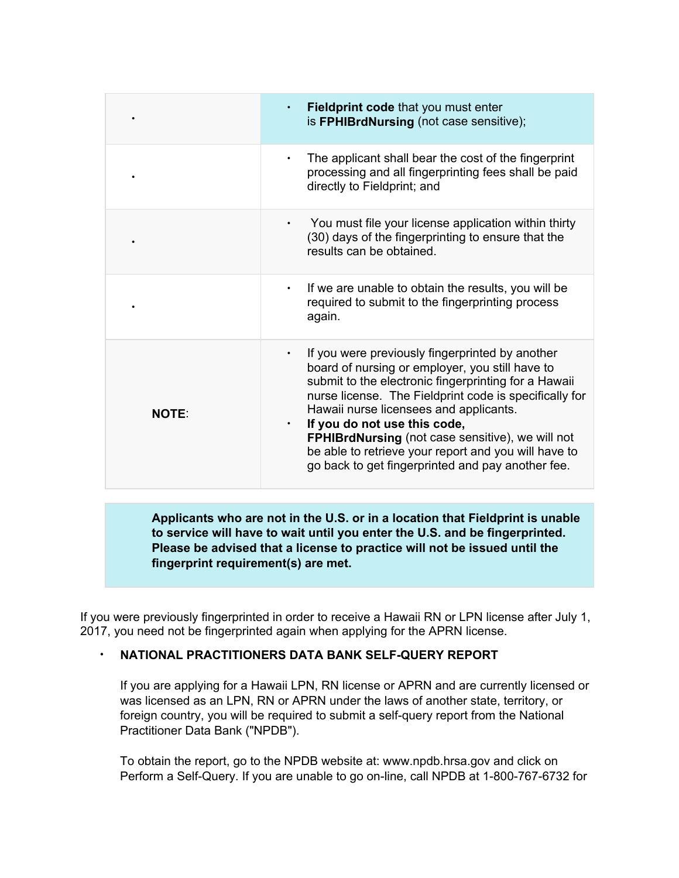| | |
|---|---|
| • | • **Fieldprint code** that you must enter is **FPHIBrdNursing** (not case sensitive); |
| • | • The applicant shall bear the cost of the fingerprint processing and all fingerprinting fees shall be paid directly to Fieldprint; and |
| • | • You must file your license application within thirty (30) days of the fingerprinting to ensure that the results can be obtained. |
| • | • If we are unable to obtain the results, you will be required to submit to the fingerprinting process again. |
| **NOTE**: | • If you were previously fingerprinted by another board of nursing or employer, you still have to submit to the electronic fingerprinting for a Hawaii nurse license. The Fieldprint code is specifically for Hawaii nurse licensees and applicants. • **If you do not use this code, FPHIBrdNursing** (not case sensitive), we will not be able to retrieve your report and you will have to go back to get fingerprinted and pay another fee. |

**Applicants who are not in the U.S. or in a location that Fieldprint is unable to service will have to wait until you enter the U.S. and be fingerprinted. Please be advised that a license to practice will not be issued until the fingerprint requirement(s) are met.**

If you were previously fingerprinted in order to receive a Hawaii RN or LPN license after July 1, 2017, you need not be fingerprinted again when applying for the APRN license.

- **NATIONAL PRACTITIONERS DATA BANK SELF-QUERY REPORT**

  If you are applying for a Hawaii LPN, RN license or APRN and are currently licensed or was licensed as an LPN, RN or APRN under the laws of another state, territory, or foreign country, you will be required to submit a self-query report from the National Practitioner Data Bank ("NPDB").

  To obtain the report, go to the NPDB website at: www.npdb.hrsa.gov and click on Perform a Self-Query. If you are unable to go on-line, call NPDB at 1-800-767-6732 for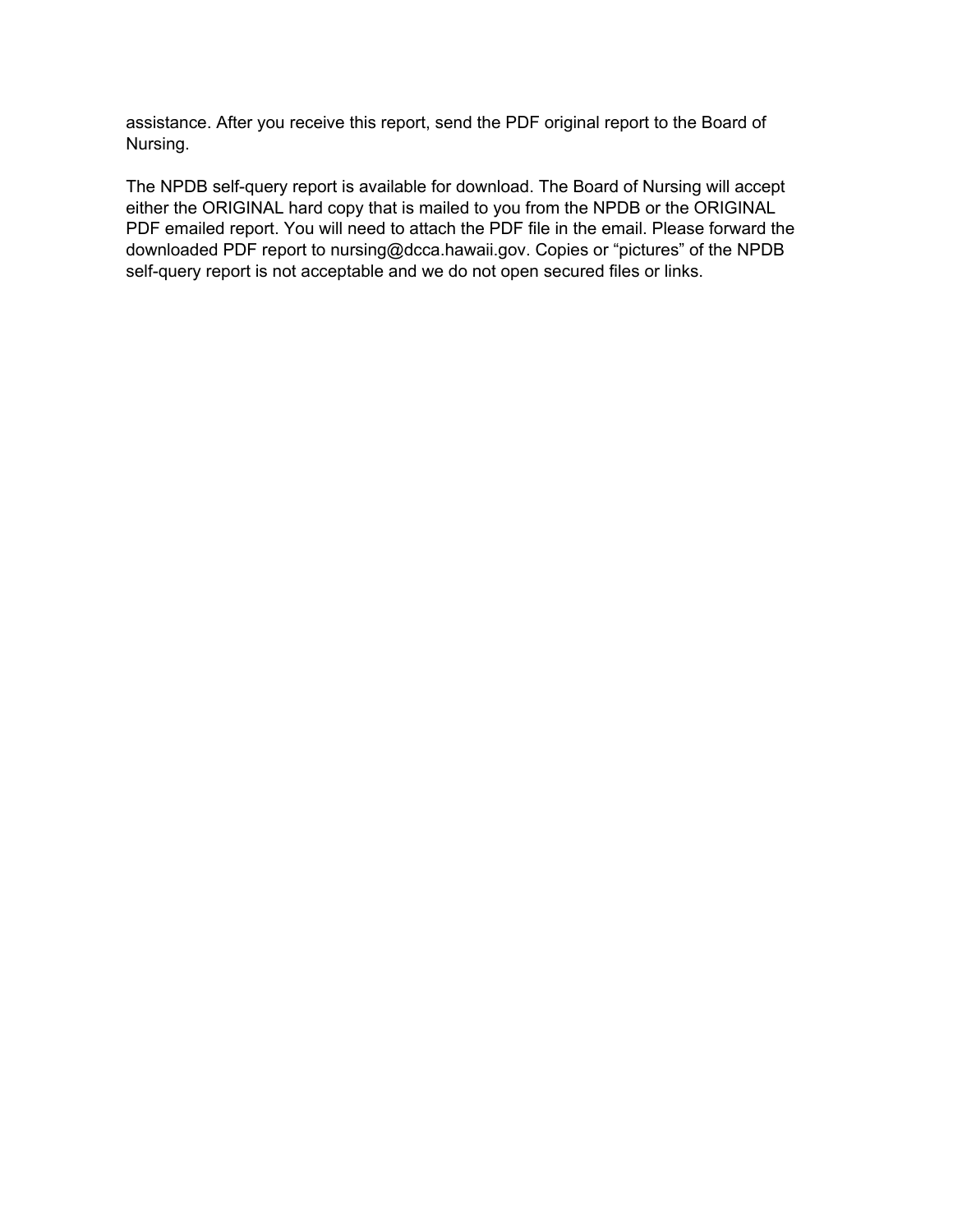assistance. After you receive this report, send the PDF original report to the Board of Nursing.

The NPDB self-query report is available for download. The Board of Nursing will accept either the ORIGINAL hard copy that is mailed to you from the NPDB or the ORIGINAL PDF emailed report. You will need to attach the PDF file in the email. Please forward the downloaded PDF report to nursing@dcca.hawaii.gov. Copies or “pictures” of the NPDB self-query report is not acceptable and we do not open secured files or links.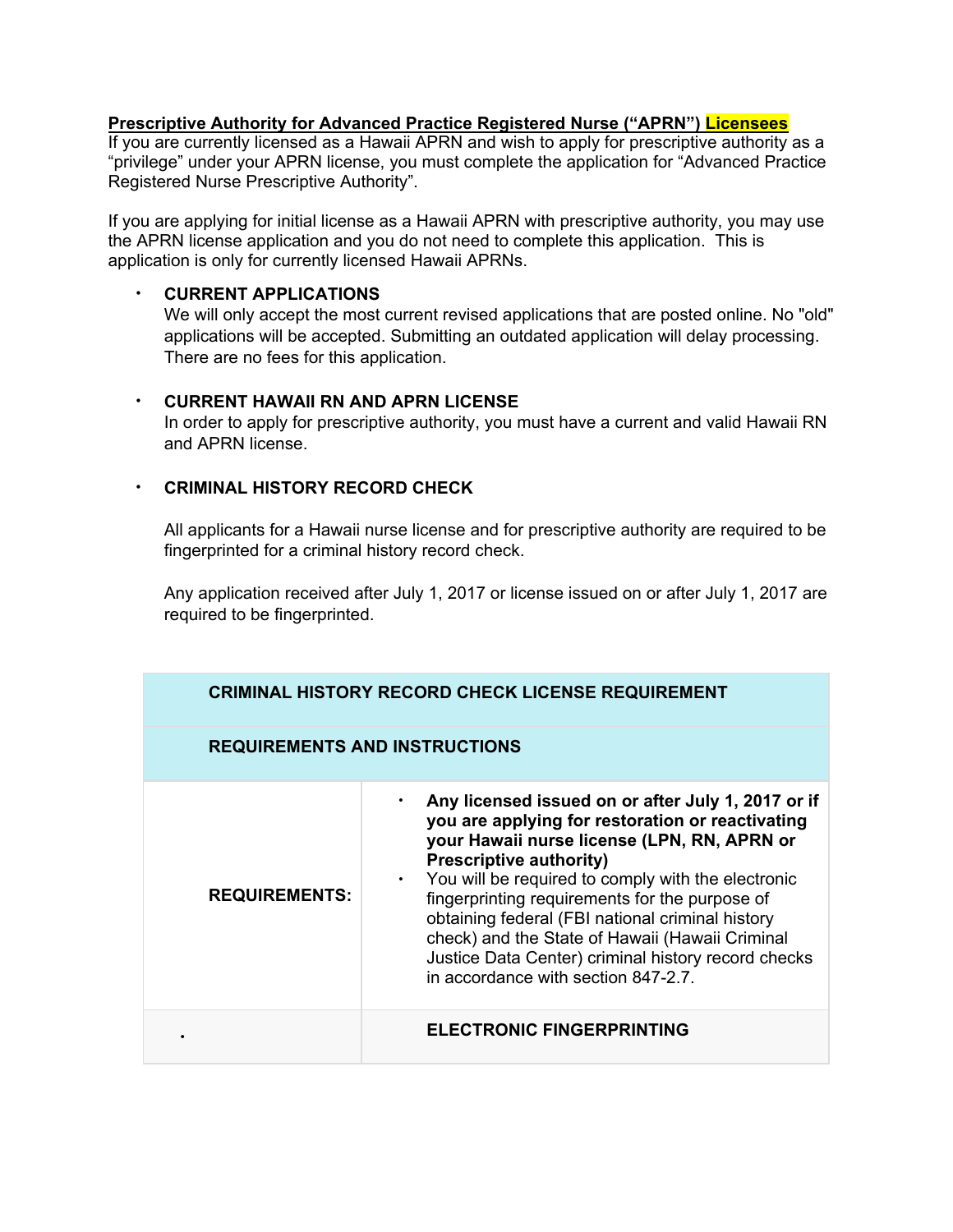**Prescriptive Authority for Advanced Practice Registered Nurse ("APRN") Licensees**

If you are currently licensed as a Hawaii APRN and wish to apply for prescriptive authority as a "privilege" under your APRN license, you must complete the application for "Advanced Practice Registered Nurse Prescriptive Authority".

If you are applying for initial license as a Hawaii APRN with prescriptive authority, you may use the APRN license application and you do not need to complete this application. This is application is only for currently licensed Hawaii APRNs.

- **CURRENT APPLICATIONS**
  We will only accept the most current revised applications that are posted online. No "old" applications will be accepted. Submitting an outdated application will delay processing. There are no fees for this application.

- **CURRENT HAWAII RN AND APRN LICENSE**
  In order to apply for prescriptive authority, you must have a current and valid Hawaii RN and APRN license.

- **CRIMINAL HISTORY RECORD CHECK**

  All applicants for a Hawaii nurse license and for prescriptive authority are required to be fingerprinted for a criminal history record check.

  Any application received after July 1, 2017 or license issued on or after July 1, 2017 are required to be fingerprinted.

| **CRIMINAL HISTORY RECORD CHECK LICENSE REQUIREMENT** | |
|---|---|
| **REQUIREMENTS AND INSTRUCTIONS** | |
| **REQUIREMENTS:** | • **Any licensed issued on or after July 1, 2017 or if you are applying for restoration or reactivating your Hawaii nurse license (LPN, RN, APRN or Prescriptive authority)**<br>• You will be required to comply with the electronic fingerprinting requirements for the purpose of obtaining federal (FBI national criminal history check) and the State of Hawaii (Hawaii Criminal Justice Data Center) criminal history record checks in accordance with section 847-2.7. |
| • | **ELECTRONIC FINGERPRINTING** |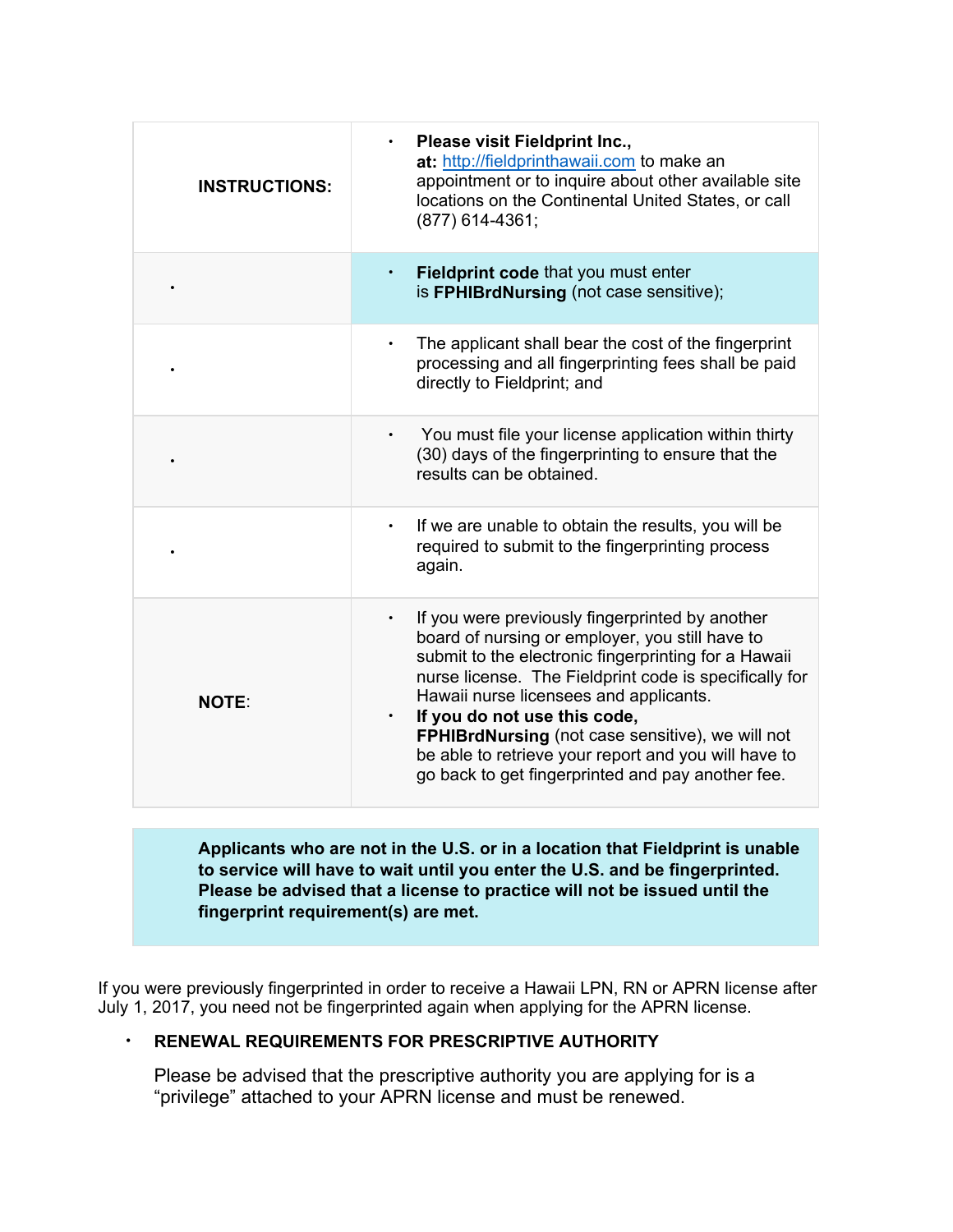| | |
|---|---|
| **INSTRUCTIONS:** | • **Please visit Fieldprint Inc., at:** http://fieldprinthawaii.com to make an appointment or to inquire about other available site locations on the Continental United States, or call (877) 614-4361; |
| • | • **Fieldprint code** that you must enter is **FPHIBrdNursing** (not case sensitive); |
| • | • The applicant shall bear the cost of the fingerprint processing and all fingerprinting fees shall be paid directly to Fieldprint; and |
| • | • You must file your license application within thirty (30) days of the fingerprinting to ensure that the results can be obtained. |
| • | • If we are unable to obtain the results, you will be required to submit to the fingerprinting process again. |
| **NOTE**: | • If you were previously fingerprinted by another board of nursing or employer, you still have to submit to the electronic fingerprinting for a Hawaii nurse license. The Fieldprint code is specifically for Hawaii nurse licensees and applicants. • **If you do not use this code, FPHIBrdNursing** (not case sensitive), we will not be able to retrieve your report and you will have to go back to get fingerprinted and pay another fee. |

**Applicants who are not in the U.S. or in a location that Fieldprint is unable to service will have to wait until you enter the U.S. and be fingerprinted. Please be advised that a license to practice will not be issued until the fingerprint requirement(s) are met.**

If you were previously fingerprinted in order to receive a Hawaii LPN, RN or APRN license after July 1, 2017, you need not be fingerprinted again when applying for the APRN license.

- **RENEWAL REQUIREMENTS FOR PRESCRIPTIVE AUTHORITY**

  Please be advised that the prescriptive authority you are applying for is a "privilege" attached to your APRN license and must be renewed.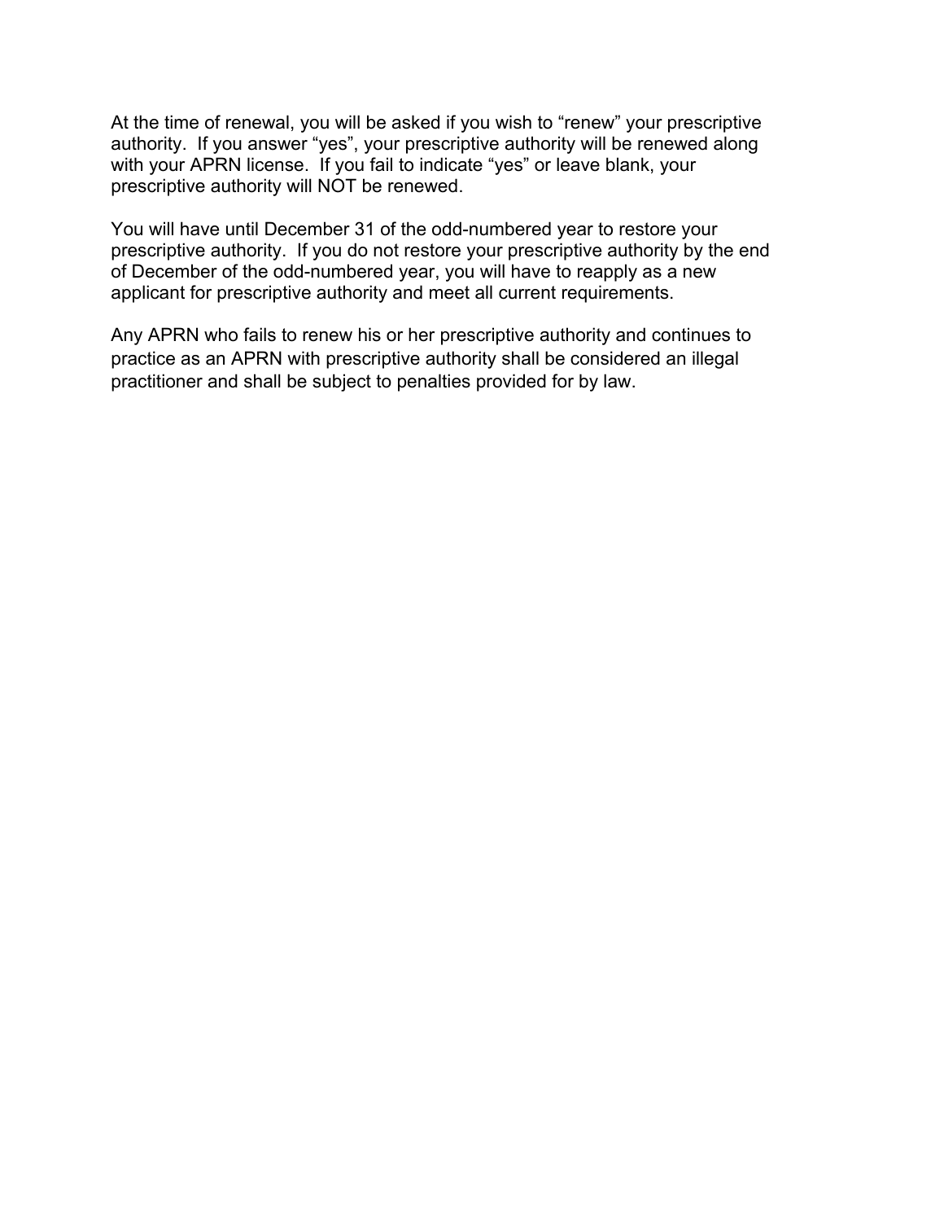At the time of renewal, you will be asked if you wish to "renew" your prescriptive authority. If you answer "yes", your prescriptive authority will be renewed along with your APRN license. If you fail to indicate "yes" or leave blank, your prescriptive authority will NOT be renewed.

You will have until December 31 of the odd-numbered year to restore your prescriptive authority. If you do not restore your prescriptive authority by the end of December of the odd-numbered year, you will have to reapply as a new applicant for prescriptive authority and meet all current requirements.

Any APRN who fails to renew his or her prescriptive authority and continues to practice as an APRN with prescriptive authority shall be considered an illegal practitioner and shall be subject to penalties provided for by law.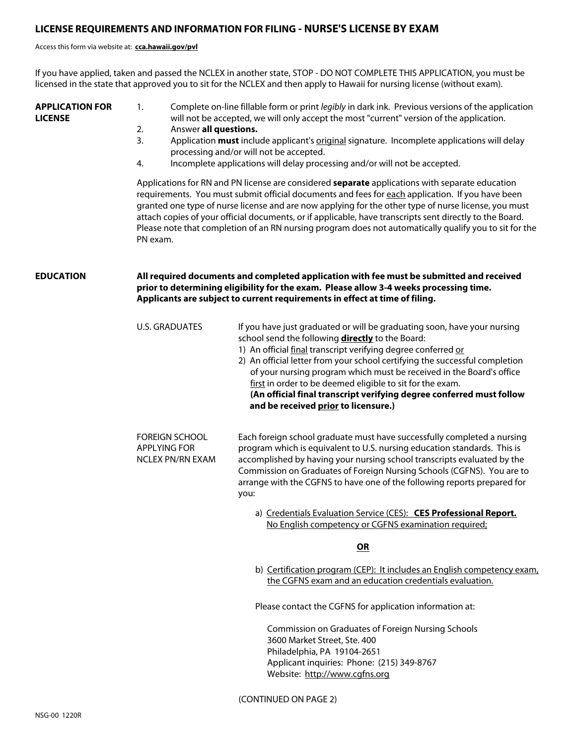# LICENSE REQUIREMENTS AND INFORMATION FOR FILING - NURSE'S LICENSE BY EXAM

Access this form via website at: **cca.hawaii.gov/pvl**

If you have applied, taken and passed the NCLEX in another state, STOP - DO NOT COMPLETE THIS APPLICATION, you must be licensed in the state that approved you to sit for the NCLEX and then apply to Hawaii for nursing license (without exam).

## APPLICATION FOR LICENSE

1. Complete on-line fillable form or print *legibly* in dark ink. Previous versions of the application will not be accepted, we will only accept the most "current" version of the application.
2. Answer **all questions.**
3. Application **must** include applicant's original signature. Incomplete applications will delay processing and/or will not be accepted.
4. Incomplete applications will delay processing and/or will not be accepted.

Applications for RN and PN license are considered **separate** applications with separate education requirements. You must submit official documents and fees for each application. If you have been granted one type of nurse license and are now applying for the other type of nurse license, you must attach copies of your official documents, or if applicable, have transcripts sent directly to the Board. Please note that completion of an RN nursing program does not automatically qualify you to sit for the PN exam.

## EDUCATION

**All required documents and completed application with fee must be submitted and received prior to determining eligibility for the exam. Please allow 3-4 weeks processing time. Applicants are subject to current requirements in effect at time of filing.**

### U.S. GRADUATES

If you have just graduated or will be graduating soon, have your nursing school send the following **directly** to the Board:

1) An official final transcript verifying degree conferred or
2) An official letter from your school certifying the successful completion of your nursing program which must be received in the Board's office first in order to be deemed eligible to sit for the exam.
   **(An official final transcript verifying degree conferred must follow and be received prior to licensure.)**

### FOREIGN SCHOOL APPLYING FOR NCLEX PN/RN EXAM

Each foreign school graduate must have successfully completed a nursing program which is equivalent to U.S. nursing education standards. This is accomplished by having your nursing school transcripts evaluated by the Commission on Graduates of Foreign Nursing Schools (CGFNS). You are to arrange with the CGFNS to have one of the following reports prepared for you:

a) Credentials Evaluation Service (CES): **CES Professional Report.** No English competency or CGFNS examination required;

**OR**

b) Certification program (CEP): It includes an English competency exam, the CGFNS exam and an education credentials evaluation.

Please contact the CGFNS for application information at:

Commission on Graduates of Foreign Nursing Schools
3600 Market Street, Ste. 400
Philadelphia, PA 19104-2651
Applicant inquiries: Phone: (215) 349-8767
Website: http://www.cgfns.org

(CONTINUED ON PAGE 2)

NSG-00 1220R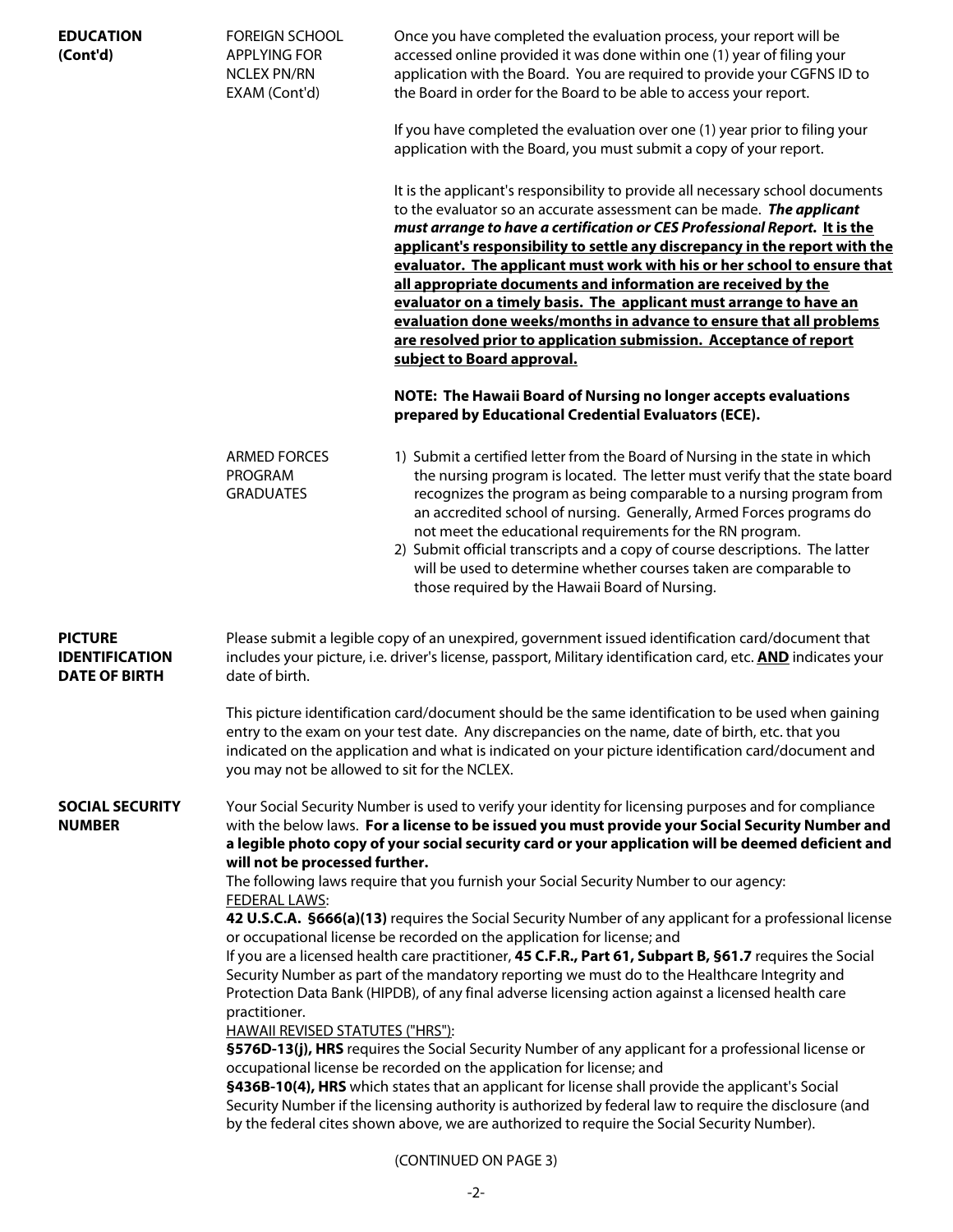**EDUCATION (Cont'd)**

FOREIGN SCHOOL APPLYING FOR NCLEX PN/RN EXAM (Cont'd)

Once you have completed the evaluation process, your report will be accessed online provided it was done within one (1) year of filing your application with the Board. You are required to provide your CGFNS ID to the Board in order for the Board to be able to access your report.

If you have completed the evaluation over one (1) year prior to filing your application with the Board, you must submit a copy of your report.

It is the applicant's responsibility to provide all necessary school documents to the evaluator so an accurate assessment can be made. ***The applicant must arrange to have a certification or CES Professional Report.*** **<u>It is the applicant's responsibility to settle any discrepancy in the report with the evaluator. The applicant must work with his or her school to ensure that all appropriate documents and information are received by the evaluator on a timely basis. The applicant must arrange to have an evaluation done weeks/months in advance to ensure that all problems are resolved prior to application submission. Acceptance of report subject to Board approval.</u>**

**NOTE: The Hawaii Board of Nursing no longer accepts evaluations prepared by Educational Credential Evaluators (ECE).**

ARMED FORCES PROGRAM GRADUATES

1) Submit a certified letter from the Board of Nursing in the state in which the nursing program is located. The letter must verify that the state board recognizes the program as being comparable to a nursing program from an accredited school of nursing. Generally, Armed Forces programs do not meet the educational requirements for the RN program.
2) Submit official transcripts and a copy of course descriptions. The latter will be used to determine whether courses taken are comparable to those required by the Hawaii Board of Nursing.

**PICTURE IDENTIFICATION DATE OF BIRTH**

Please submit a legible copy of an unexpired, government issued identification card/document that includes your picture, i.e. driver's license, passport, Military identification card, etc. **<u>AND</u>** indicates your date of birth.

This picture identification card/document should be the same identification to be used when gaining entry to the exam on your test date. Any discrepancies on the name, date of birth, etc. that you indicated on the application and what is indicated on your picture identification card/document and you may not be allowed to sit for the NCLEX.

**SOCIAL SECURITY NUMBER**

Your Social Security Number is used to verify your identity for licensing purposes and for compliance with the below laws. **For a license to be issued you must provide your Social Security Number and a legible photo copy of your social security card or your application will be deemed deficient and will not be processed further.**

The following laws require that you furnish your Social Security Number to our agency:

<u>FEDERAL LAWS</u>:

**42 U.S.C.A. §666(a)(13)** requires the Social Security Number of any applicant for a professional license or occupational license be recorded on the application for license; and

If you are a licensed health care practitioner, **45 C.F.R., Part 61, Subpart B, §61.7** requires the Social Security Number as part of the mandatory reporting we must do to the Healthcare Integrity and Protection Data Bank (HIPDB), of any final adverse licensing action against a licensed health care practitioner.

<u>HAWAII REVISED STATUTES ("HRS")</u>:

**§576D-13(j), HRS** requires the Social Security Number of any applicant for a professional license or occupational license be recorded on the application for license; and

**§436B-10(4), HRS** which states that an applicant for license shall provide the applicant's Social Security Number if the licensing authority is authorized by federal law to require the disclosure (and by the federal cites shown above, we are authorized to require the Social Security Number).

(CONTINUED ON PAGE 3)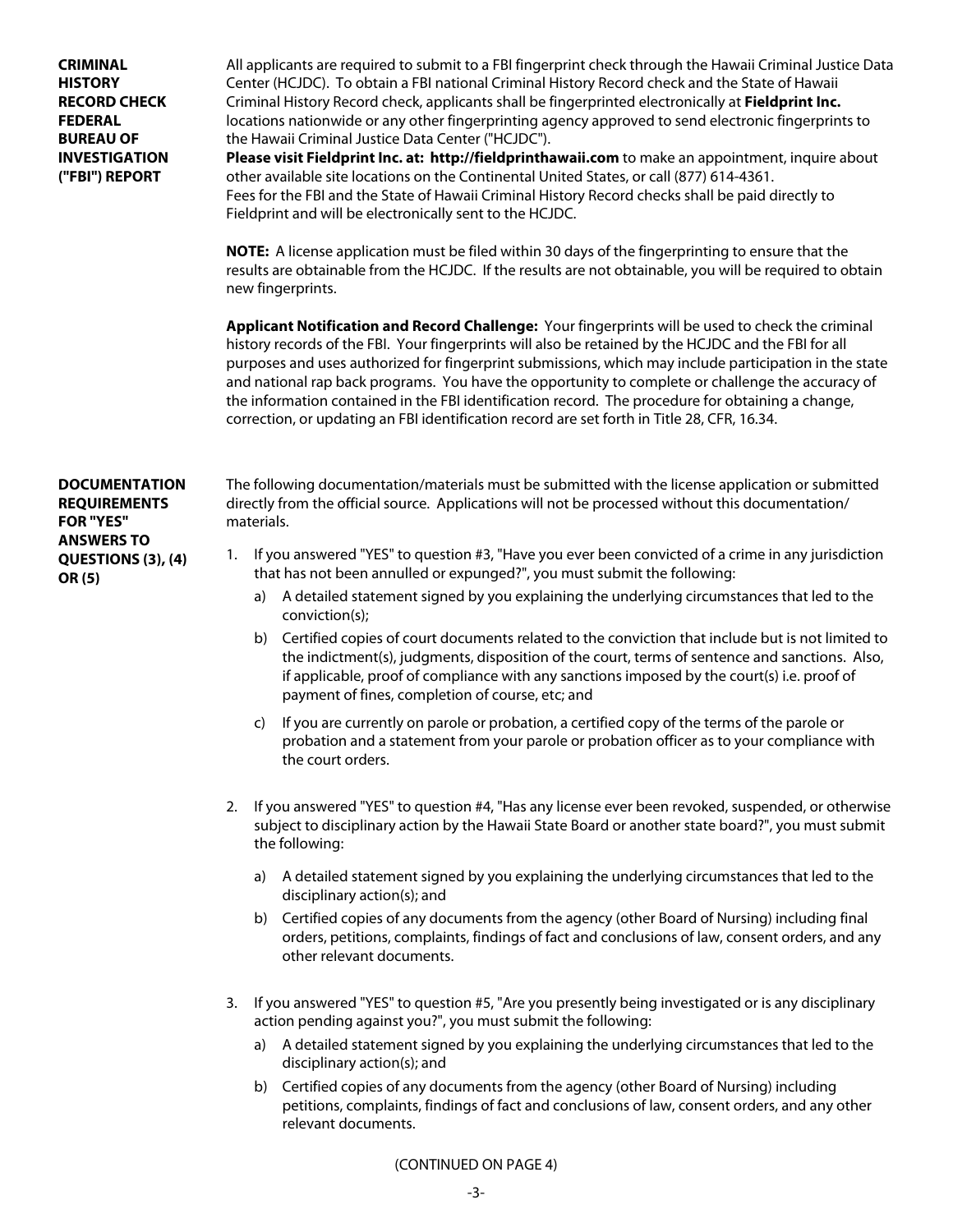## CRIMINAL HISTORY RECORD CHECK FEDERAL BUREAU OF INVESTIGATION ("FBI") REPORT

All applicants are required to submit to a FBI fingerprint check through the Hawaii Criminal Justice Data Center (HCJDC). To obtain a FBI national Criminal History Record check and the State of Hawaii Criminal History Record check, applicants shall be fingerprinted electronically at **Fieldprint Inc.** locations nationwide or any other fingerprinting agency approved to send electronic fingerprints to the Hawaii Criminal Justice Data Center ("HCJDC").

**Please visit Fieldprint Inc. at: http://fieldprinthawaii.com** to make an appointment, inquire about other available site locations on the Continental United States, or call (877) 614-4361.

Fees for the FBI and the State of Hawaii Criminal History Record checks shall be paid directly to Fieldprint and will be electronically sent to the HCJDC.

**NOTE:** A license application must be filed within 30 days of the fingerprinting to ensure that the results are obtainable from the HCJDC. If the results are not obtainable, you will be required to obtain new fingerprints.

**Applicant Notification and Record Challenge:** Your fingerprints will be used to check the criminal history records of the FBI. Your fingerprints will also be retained by the HCJDC and the FBI for all purposes and uses authorized for fingerprint submissions, which may include participation in the state and national rap back programs. You have the opportunity to complete or challenge the accuracy of the information contained in the FBI identification record. The procedure for obtaining a change, correction, or updating an FBI identification record are set forth in Title 28, CFR, 16.34.

## DOCUMENTATION REQUIREMENTS FOR "YES" ANSWERS TO QUESTIONS (3), (4) OR (5)

The following documentation/materials must be submitted with the license application or submitted directly from the official source. Applications will not be processed without this documentation/materials.

1. If you answered "YES" to question #3, "Have you ever been convicted of a crime in any jurisdiction that has not been annulled or expunged?", you must submit the following:
   a) A detailed statement signed by you explaining the underlying circumstances that led to the conviction(s);
   b) Certified copies of court documents related to the conviction that include but is not limited to the indictment(s), judgments, disposition of the court, terms of sentence and sanctions. Also, if applicable, proof of compliance with any sanctions imposed by the court(s) i.e. proof of payment of fines, completion of course, etc; and
   c) If you are currently on parole or probation, a certified copy of the terms of the parole or probation and a statement from your parole or probation officer as to your compliance with the court orders.

2. If you answered "YES" to question #4, "Has any license ever been revoked, suspended, or otherwise subject to disciplinary action by the Hawaii State Board or another state board?", you must submit the following:
   a) A detailed statement signed by you explaining the underlying circumstances that led to the disciplinary action(s); and
   b) Certified copies of any documents from the agency (other Board of Nursing) including final orders, petitions, complaints, findings of fact and conclusions of law, consent orders, and any other relevant documents.

3. If you answered "YES" to question #5, "Are you presently being investigated or is any disciplinary action pending against you?", you must submit the following:
   a) A detailed statement signed by you explaining the underlying circumstances that led to the disciplinary action(s); and
   b) Certified copies of any documents from the agency (other Board of Nursing) including petitions, complaints, findings of fact and conclusions of law, consent orders, and any other relevant documents.

(CONTINUED ON PAGE 4)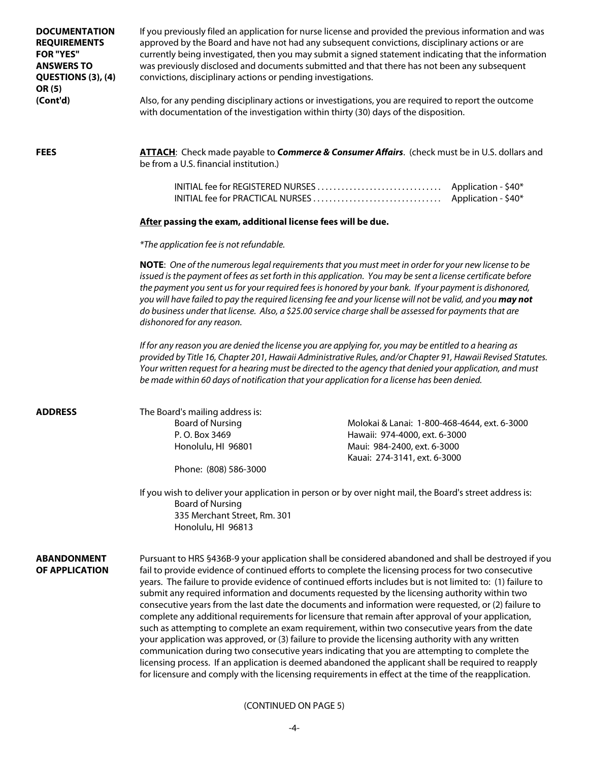## DOCUMENTATION REQUIREMENTS FOR "YES" ANSWERS TO QUESTIONS (3), (4) OR (5) (Cont'd)

If you previously filed an application for nurse license and provided the previous information and was approved by the Board and have not had any subsequent convictions, disciplinary actions or are currently being investigated, then you may submit a signed statement indicating that the information was previously disclosed and documents submitted and that there has not been any subsequent convictions, disciplinary actions or pending investigations.

Also, for any pending disciplinary actions or investigations, you are required to report the outcome with documentation of the investigation within thirty (30) days of the disposition.

## FEES

**<u>ATTACH</u>**: Check made payable to ***Commerce & Consumer Affairs***. (check must be in U.S. dollars and be from a U.S. financial institution.)

| | |
|---|---|
| INITIAL fee for REGISTERED NURSES .............................. | Application - $40* |
| INITIAL fee for PRACTICAL NURSES ............................... | Application - $40* |

**<u>After</u> passing the exam, additional license fees will be due.**

*\*The application fee is not refundable.*

**NOTE**: *One of the numerous legal requirements that you must meet in order for your new license to be issued is the payment of fees as set forth in this application. You may be sent a license certificate before the payment you sent us for your required fees is honored by your bank. If your payment is dishonored, you will have failed to pay the required licensing fee and your license will not be valid, and you **may not** do business under that license. Also, a $25.00 service charge shall be assessed for payments that are dishonored for any reason.*

*If for any reason you are denied the license you are applying for, you may be entitled to a hearing as provided by Title 16, Chapter 201, Hawaii Administrative Rules, and/or Chapter 91, Hawaii Revised Statutes. Your written request for a hearing must be directed to the agency that denied your application, and must be made within 60 days of notification that your application for a license has been denied.*

## ADDRESS

The Board's mailing address is:

Board of Nursing
P. O. Box 3469
Honolulu, HI 96801

Phone: (808) 586-3000

Molokai & Lanai: 1-800-468-4644, ext. 6-3000
Hawaii: 974-4000, ext. 6-3000
Maui: 984-2400, ext. 6-3000
Kauai: 274-3141, ext. 6-3000

If you wish to deliver your application in person or by over night mail, the Board's street address is:

Board of Nursing
335 Merchant Street, Rm. 301
Honolulu, HI 96813

## ABANDONMENT OF APPLICATION

Pursuant to HRS §436B-9 your application shall be considered abandoned and shall be destroyed if you fail to provide evidence of continued efforts to complete the licensing process for two consecutive years. The failure to provide evidence of continued efforts includes but is not limited to: (1) failure to submit any required information and documents requested by the licensing authority within two consecutive years from the last date the documents and information were requested, or (2) failure to complete any additional requirements for licensure that remain after approval of your application, such as attempting to complete an exam requirement, within two consecutive years from the date your application was approved, or (3) failure to provide the licensing authority with any written communication during two consecutive years indicating that you are attempting to complete the licensing process. If an application is deemed abandoned the applicant shall be required to reapply for licensure and comply with the licensing requirements in effect at the time of the reapplication.

(CONTINUED ON PAGE 5)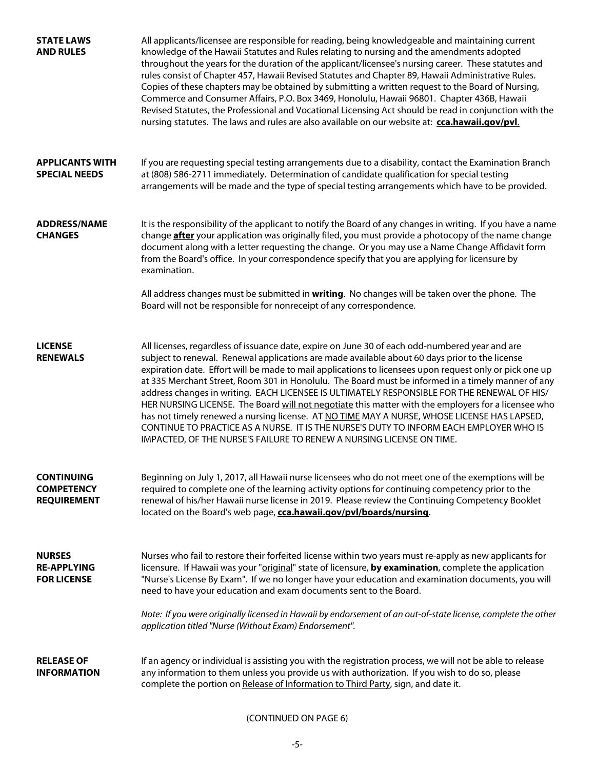**STATE LAWS AND RULES**

All applicants/licensee are responsible for reading, being knowledgeable and maintaining current knowledge of the Hawaii Statutes and Rules relating to nursing and the amendments adopted throughout the years for the duration of the applicant/licensee's nursing career. These statutes and rules consist of Chapter 457, Hawaii Revised Statutes and Chapter 89, Hawaii Administrative Rules. Copies of these chapters may be obtained by submitting a written request to the Board of Nursing, Commerce and Consumer Affairs, P.O. Box 3469, Honolulu, Hawaii 96801. Chapter 436B, Hawaii Revised Statutes, the Professional and Vocational Licensing Act should be read in conjunction with the nursing statutes. The laws and rules are also available on our website at: **cca.hawaii.gov/pvl**.

**APPLICANTS WITH SPECIAL NEEDS**

If you are requesting special testing arrangements due to a disability, contact the Examination Branch at (808) 586-2711 immediately. Determination of candidate qualification for special testing arrangements will be made and the type of special testing arrangements which have to be provided.

**ADDRESS/NAME CHANGES**

It is the responsibility of the applicant to notify the Board of any changes in writing. If you have a name change **after** your application was originally filed, you must provide a photocopy of the name change document along with a letter requesting the change. Or you may use a Name Change Affidavit form from the Board's office. In your correspondence specify that you are applying for licensure by examination.

All address changes must be submitted in **writing**. No changes will be taken over the phone. The Board will not be responsible for nonreceipt of any correspondence.

**LICENSE RENEWALS**

All licenses, regardless of issuance date, expire on June 30 of each odd-numbered year and are subject to renewal. Renewal applications are made available about 60 days prior to the license expiration date. Effort will be made to mail applications to licensees upon request only or pick one up at 335 Merchant Street, Room 301 in Honolulu. The Board must be informed in a timely manner of any address changes in writing. EACH LICENSEE IS ULTIMATELY RESPONSIBLE FOR THE RENEWAL OF HIS/HER NURSING LICENSE. The Board will not negotiate this matter with the employers for a licensee who has not timely renewed a nursing license. AT NO TIME MAY A NURSE, WHOSE LICENSE HAS LAPSED, CONTINUE TO PRACTICE AS A NURSE. IT IS THE NURSE'S DUTY TO INFORM EACH EMPLOYER WHO IS IMPACTED, OF THE NURSE'S FAILURE TO RENEW A NURSING LICENSE ON TIME.

**CONTINUING COMPETENCY REQUIREMENT**

Beginning on July 1, 2017, all Hawaii nurse licensees who do not meet one of the exemptions will be required to complete one of the learning activity options for continuing competency prior to the renewal of his/her Hawaii nurse license in 2019. Please review the Continuing Competency Booklet located on the Board's web page, **cca.hawaii.gov/pvl/boards/nursing**.

**NURSES RE-APPLYING FOR LICENSE**

Nurses who fail to restore their forfeited license within two years must re-apply as new applicants for licensure. If Hawaii was your "original" state of licensure, **by examination**, complete the application "Nurse's License By Exam". If we no longer have your education and examination documents, you will need to have your education and exam documents sent to the Board.

*Note: If you were originally licensed in Hawaii by endorsement of an out-of-state license, complete the other application titled "Nurse (Without Exam) Endorsement".*

**RELEASE OF INFORMATION**

If an agency or individual is assisting you with the registration process, we will not be able to release any information to them unless you provide us with authorization. If you wish to do so, please complete the portion on Release of Information to Third Party, sign, and date it.

(CONTINUED ON PAGE 6)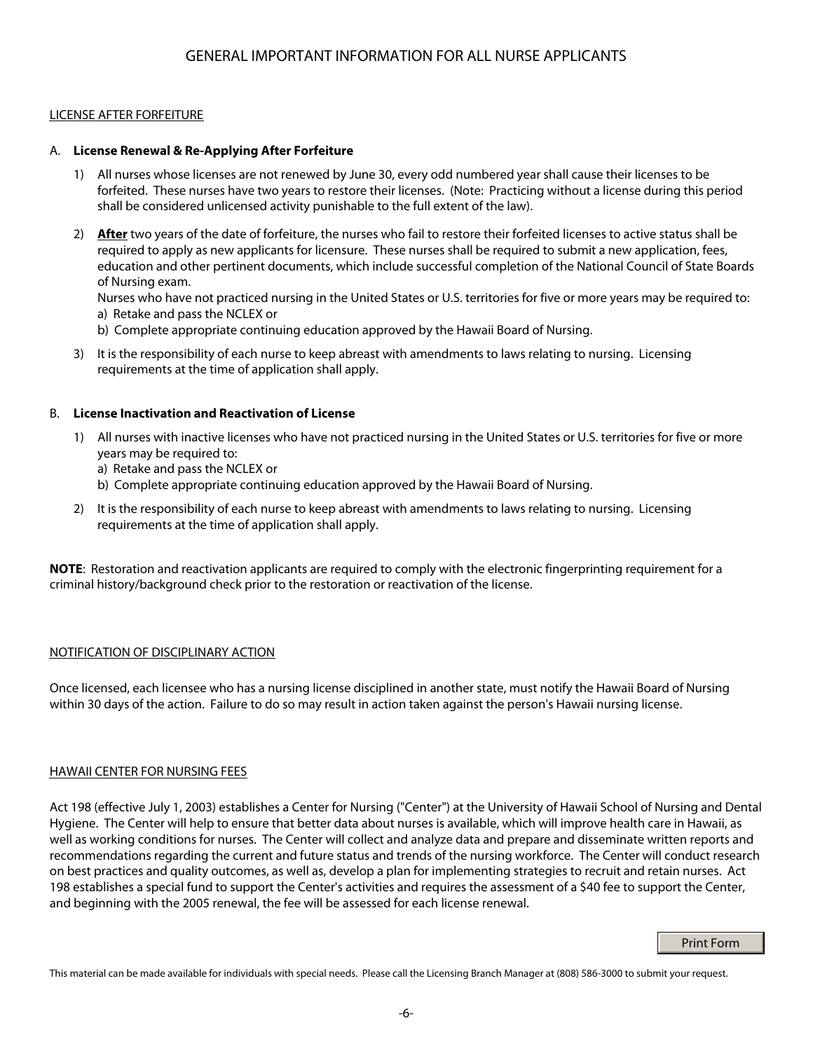# GENERAL IMPORTANT INFORMATION FOR ALL NURSE APPLICANTS

## LICENSE AFTER FORFEITURE

### A. License Renewal & Re-Applying After Forfeiture

1) All nurses whose licenses are not renewed by June 30, every odd numbered year shall cause their licenses to be forfeited. These nurses have two years to restore their licenses. (Note: Practicing without a license during this period shall be considered unlicensed activity punishable to the full extent of the law).

2) **After** two years of the date of forfeiture, the nurses who fail to restore their forfeited licenses to active status shall be required to apply as new applicants for licensure. These nurses shall be required to submit a new application, fees, education and other pertinent documents, which include successful completion of the National Council of State Boards of Nursing exam.

   Nurses who have not practiced nursing in the United States or U.S. territories for five or more years may be required to:
   - a) Retake and pass the NCLEX or
   - b) Complete appropriate continuing education approved by the Hawaii Board of Nursing.

3) It is the responsibility of each nurse to keep abreast with amendments to laws relating to nursing. Licensing requirements at the time of application shall apply.

### B. License Inactivation and Reactivation of License

1) All nurses with inactive licenses who have not practiced nursing in the United States or U.S. territories for five or more years may be required to:
   - a) Retake and pass the NCLEX or
   - b) Complete appropriate continuing education approved by the Hawaii Board of Nursing.

2) It is the responsibility of each nurse to keep abreast with amendments to laws relating to nursing. Licensing requirements at the time of application shall apply.

**NOTE**: Restoration and reactivation applicants are required to comply with the electronic fingerprinting requirement for a criminal history/background check prior to the restoration or reactivation of the license.

## NOTIFICATION OF DISCIPLINARY ACTION

Once licensed, each licensee who has a nursing license disciplined in another state, must notify the Hawaii Board of Nursing within 30 days of the action. Failure to do so may result in action taken against the person's Hawaii nursing license.

## HAWAII CENTER FOR NURSING FEES

Act 198 (effective July 1, 2003) establishes a Center for Nursing ("Center") at the University of Hawaii School of Nursing and Dental Hygiene. The Center will help to ensure that better data about nurses is available, which will improve health care in Hawaii, as well as working conditions for nurses. The Center will collect and analyze data and prepare and disseminate written reports and recommendations regarding the current and future status and trends of the nursing workforce. The Center will conduct research on best practices and quality outcomes, as well as, develop a plan for implementing strategies to recruit and retain nurses. Act 198 establishes a special fund to support the Center's activities and requires the assessment of a $40 fee to support the Center, and beginning with the 2005 renewal, the fee will be assessed for each license renewal.

Print Form

This material can be made available for individuals with special needs. Please call the Licensing Branch Manager at (808) 586-3000 to submit your request.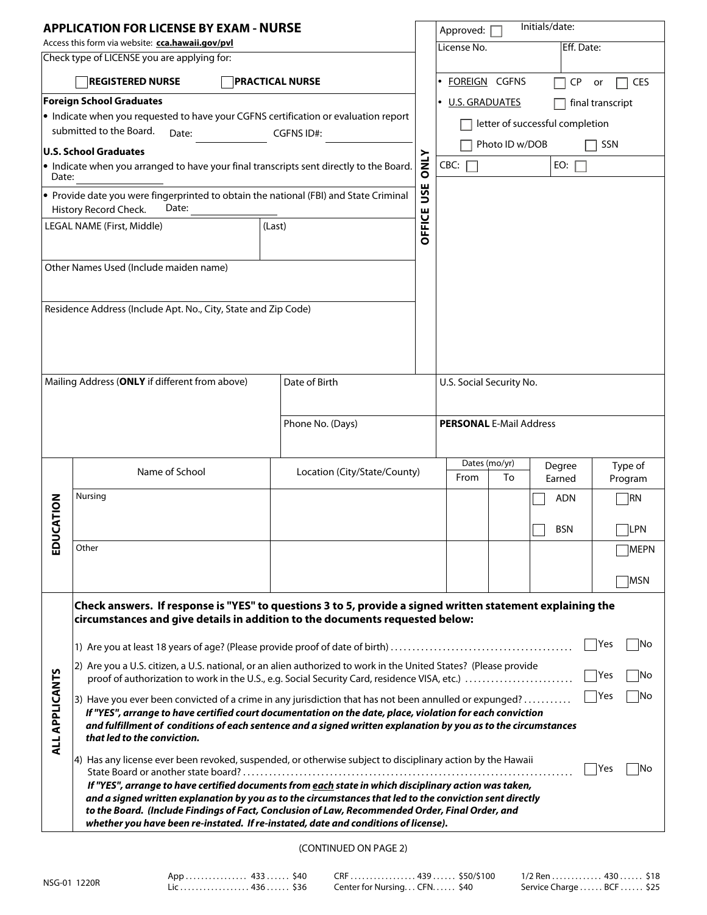## APPLICATION FOR LICENSE BY EXAM - NURSE

Access this form via website: **cca.hawaii.gov/pvl**

Check type of LICENSE you are applying for:

☐ **REGISTERED NURSE** ☐ **PRACTICAL NURSE**

**Foreign School Graduates**

- Indicate when you requested to have your CGFNS certification or evaluation report submitted to the Board. Date: ____________ CGFNS ID#: ____________

**U.S. School Graduates**

- Indicate when you arranged to have your final transcripts sent directly to the Board. Date: ____________

- Provide date you were fingerprinted to obtain the national (FBI) and State Criminal History Record Check. Date: ____________

**OFFICE USE ONLY**

Approved: ☐ Initials/date:

License No. Eff. Date:

- FOREIGN CGFNS ☐ CP or ☐ CES
- U.S. GRADUATES ☐ final transcript

☐ letter of successful completion

☐ Photo ID w/DOB ☐ SSN

CBC: ☐ EO: ☐

| LEGAL NAME (First, Middle) | (Last) |
|---|---|
| | |

Other Names Used (Include maiden name)

Residence Address (Include Apt. No., City, State and Zip Code)

| Mailing Address (**ONLY** if different from above) | Date of Birth | U.S. Social Security No. |
|---|---|---|
| | Phone No. (Days) | **PERSONAL** E-Mail Address |

**EDUCATION**

| Name of School | Location (City/State/County) | Dates (mo/yr) From | Dates (mo/yr) To | Degree Earned | Type of Program |
|---|---|---|---|---|---|
| Nursing | | | | ☐ ADN<br>☐ BSN | ☐ RN<br>☐ LPN |
| Other | | | | | ☐ MEPN<br>☐ MSN |

**ALL APPLICANTS**

**Check answers. If response is "YES" to questions 3 to 5, provide a signed written statement explaining the circumstances and give details in addition to the documents requested below:**

1) Are you at least 18 years of age? (Please provide proof of date of birth) .......... ☐ Yes ☐ No

2) Are you a U.S. citizen, a U.S. national, or an alien authorized to work in the United States? (Please provide proof of authorization to work in the U.S., e.g. Social Security Card, residence VISA, etc.) .......... ☐ Yes ☐ No

3) Have you ever been convicted of a crime in any jurisdiction that has not been annulled or expunged? .......... ☐ Yes ☐ No
***If "YES", arrange to have certified court documentation on the date, place, violation for each conviction and fulfillment of conditions of each sentence and a signed written explanation by you as to the circumstances that led to the conviction.***

4) Has any license ever been revoked, suspended, or otherwise subject to disciplinary action by the Hawaii State Board or another state board? .......... ☐ Yes ☐ No
***If "YES", arrange to have certified documents from each state in which disciplinary action was taken, and a signed written explanation by you as to the circumstances that led to the conviction sent directly to the Board. (Include Findings of Fact, Conclusion of Law, Recommended Order, Final Order, and whether you have been re-instated. If re-instated, date and conditions of license).***

(CONTINUED ON PAGE 2)

NSG-01 1220R

App ................ 433 ...... $40
Lic .................. 436 ...... $36
CRF ................. 439 ...... $50/$100
Center for Nursing... CFN...... $40
1/2 Ren ............. 430 ...... $18
Service Charge ...... BCF ...... $25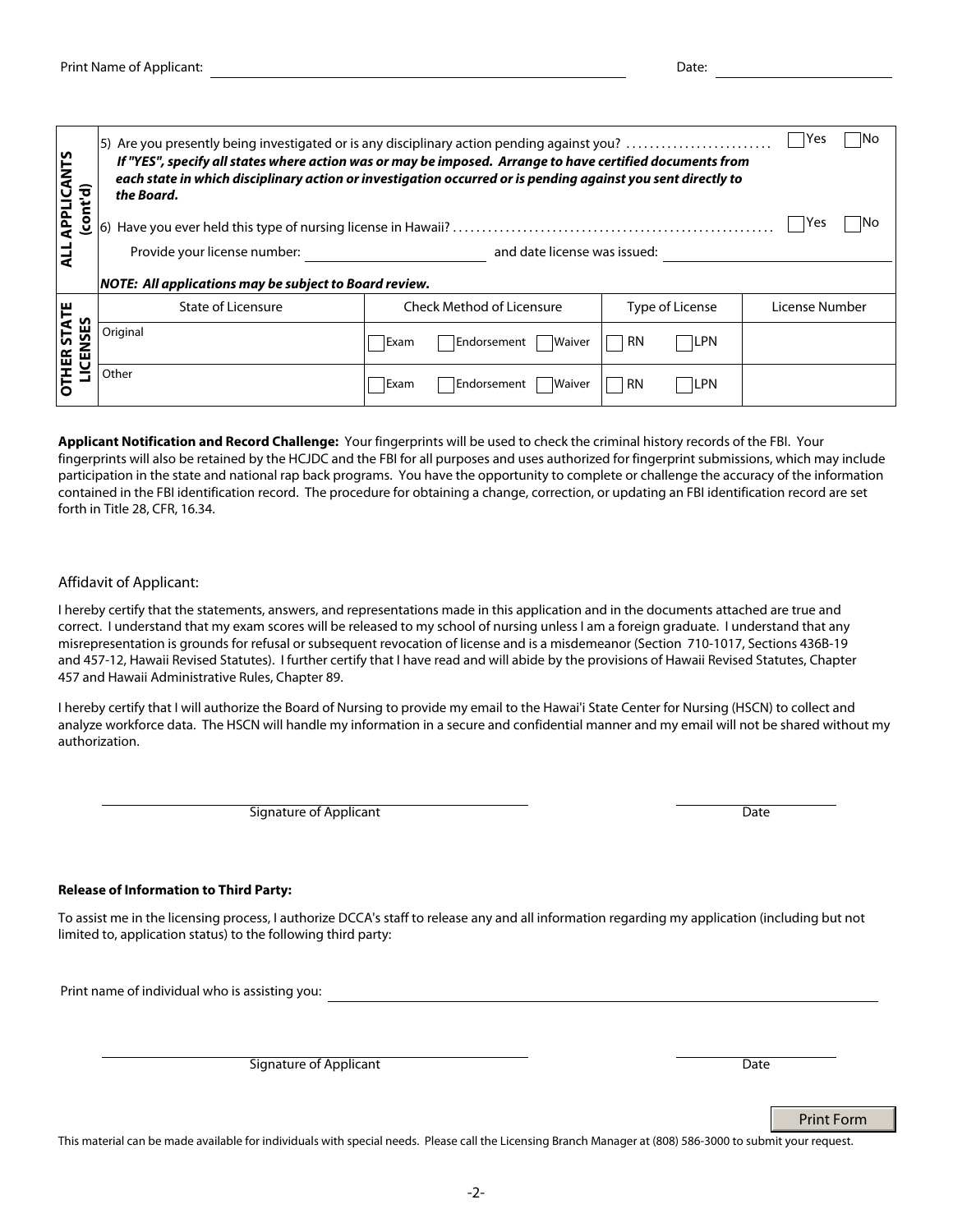Print Name of Applicant: ______________________________ Date: ______________

**ALL APPLICANTS (cont'd)**

5) Are you presently being investigated or is any disciplinary action pending against you? ........................ ☐ Yes ☐ No

***If "YES", specify all states where action was or may be imposed. Arrange to have certified documents from each state in which disciplinary action or investigation occurred or is pending against you sent directly to the Board.***

6) Have you ever held this type of nursing license in Hawaii? ........................ ☐ Yes ☐ No

Provide your license number: ______________ and date license was issued: ______________

***NOTE: All applications may be subject to Board review.***

**OTHER STATE LICENSES**

| State of Licensure | Check Method of Licensure | Type of License | License Number |
|---|---|---|---|
| Original | ☐ Exam ☐ Endorsement ☐ Waiver | ☐ RN ☐ LPN | |
| Other | ☐ Exam ☐ Endorsement ☐ Waiver | ☐ RN ☐ LPN | |

**Applicant Notification and Record Challenge:** Your fingerprints will be used to check the criminal history records of the FBI. Your fingerprints will also be retained by the HCJDC and the FBI for all purposes and uses authorized for fingerprint submissions, which may include participation in the state and national rap back programs. You have the opportunity to complete or challenge the accuracy of the information contained in the FBI identification record. The procedure for obtaining a change, correction, or updating an FBI identification record are set forth in Title 28, CFR, 16.34.

Affidavit of Applicant:

I hereby certify that the statements, answers, and representations made in this application and in the documents attached are true and correct. I understand that my exam scores will be released to my school of nursing unless I am a foreign graduate. I understand that any misrepresentation is grounds for refusal or subsequent revocation of license and is a misdemeanor (Section 710-1017, Sections 436B-19 and 457-12, Hawaii Revised Statutes). I further certify that I have read and will abide by the provisions of Hawaii Revised Statutes, Chapter 457 and Hawaii Administrative Rules, Chapter 89.

I hereby certify that I will authorize the Board of Nursing to provide my email to the Hawai'i State Center for Nursing (HSCN) to collect and analyze workforce data. The HSCN will handle my information in a secure and confidential manner and my email will not be shared without my authorization.

______________________________ Signature of Applicant ______________ Date

**Release of Information to Third Party:**

To assist me in the licensing process, I authorize DCCA's staff to release any and all information regarding my application (including but not limited to, application status) to the following third party:

Print name of individual who is assisting you: ______________________________

______________________________ Signature of Applicant ______________ Date

Print Form

This material can be made available for individuals with special needs. Please call the Licensing Branch Manager at (808) 586-3000 to submit your request.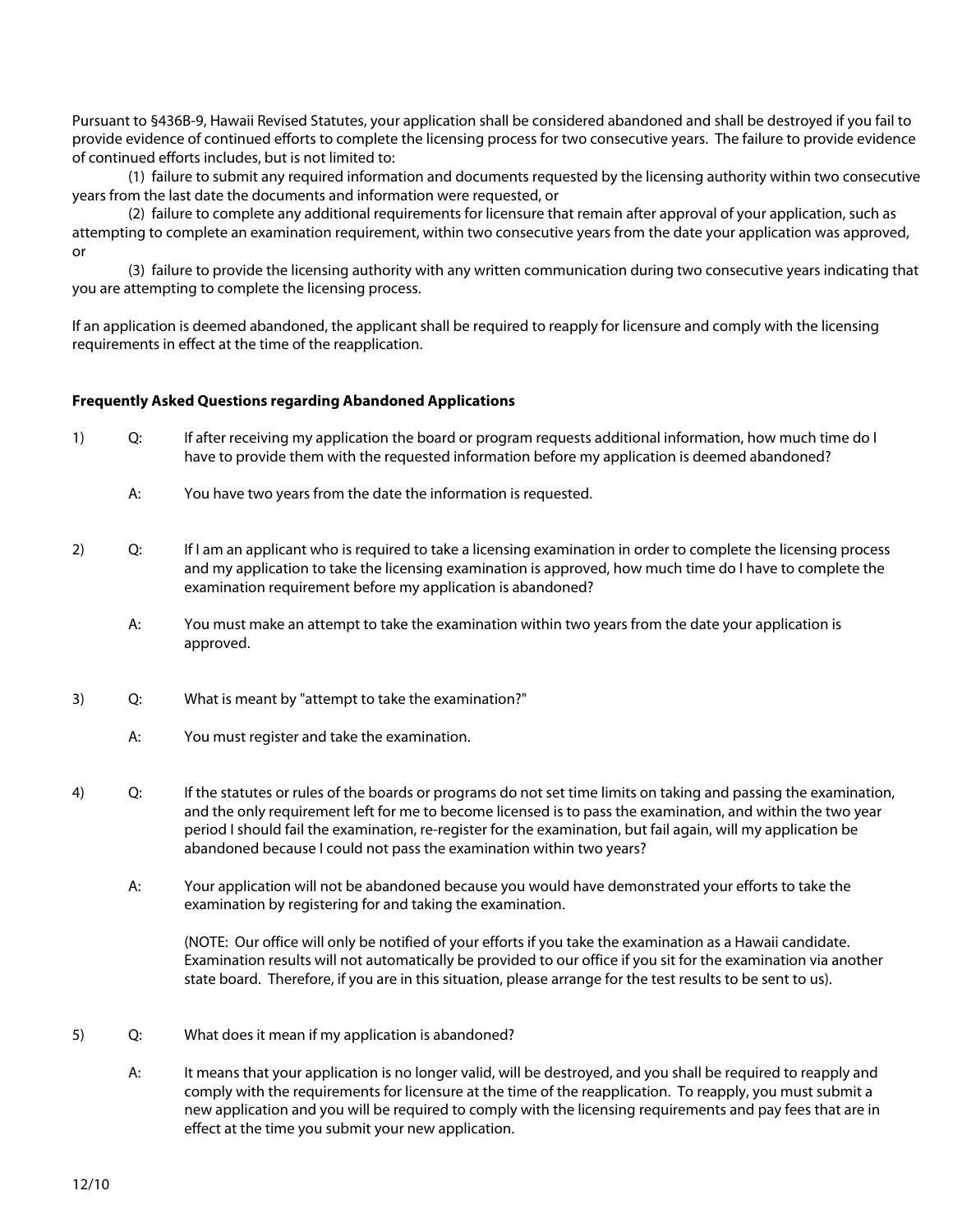Pursuant to §436B-9, Hawaii Revised Statutes, your application shall be considered abandoned and shall be destroyed if you fail to provide evidence of continued efforts to complete the licensing process for two consecutive years. The failure to provide evidence of continued efforts includes, but is not limited to:

(1) failure to submit any required information and documents requested by the licensing authority within two consecutive years from the last date the documents and information were requested, or

(2) failure to complete any additional requirements for licensure that remain after approval of your application, such as attempting to complete an examination requirement, within two consecutive years from the date your application was approved, or

(3) failure to provide the licensing authority with any written communication during two consecutive years indicating that you are attempting to complete the licensing process.

If an application is deemed abandoned, the applicant shall be required to reapply for licensure and comply with the licensing requirements in effect at the time of the reapplication.

**Frequently Asked Questions regarding Abandoned Applications**

1) Q: If after receiving my application the board or program requests additional information, how much time do I have to provide them with the requested information before my application is deemed abandoned?

   A: You have two years from the date the information is requested.

2) Q: If I am an applicant who is required to take a licensing examination in order to complete the licensing process and my application to take the licensing examination is approved, how much time do I have to complete the examination requirement before my application is abandoned?

   A: You must make an attempt to take the examination within two years from the date your application is approved.

3) Q: What is meant by "attempt to take the examination?"

   A: You must register and take the examination.

4) Q: If the statutes or rules of the boards or programs do not set time limits on taking and passing the examination, and the only requirement left for me to become licensed is to pass the examination, and within the two year period I should fail the examination, re-register for the examination, but fail again, will my application be abandoned because I could not pass the examination within two years?

   A: Your application will not be abandoned because you would have demonstrated your efforts to take the examination by registering for and taking the examination.

   (NOTE: Our office will only be notified of your efforts if you take the examination as a Hawaii candidate. Examination results will not automatically be provided to our office if you sit for the examination via another state board. Therefore, if you are in this situation, please arrange for the test results to be sent to us).

5) Q: What does it mean if my application is abandoned?

   A: It means that your application is no longer valid, will be destroyed, and you shall be required to reapply and comply with the requirements for licensure at the time of the reapplication. To reapply, you must submit a new application and you will be required to comply with the licensing requirements and pay fees that are in effect at the time you submit your new application.

12/10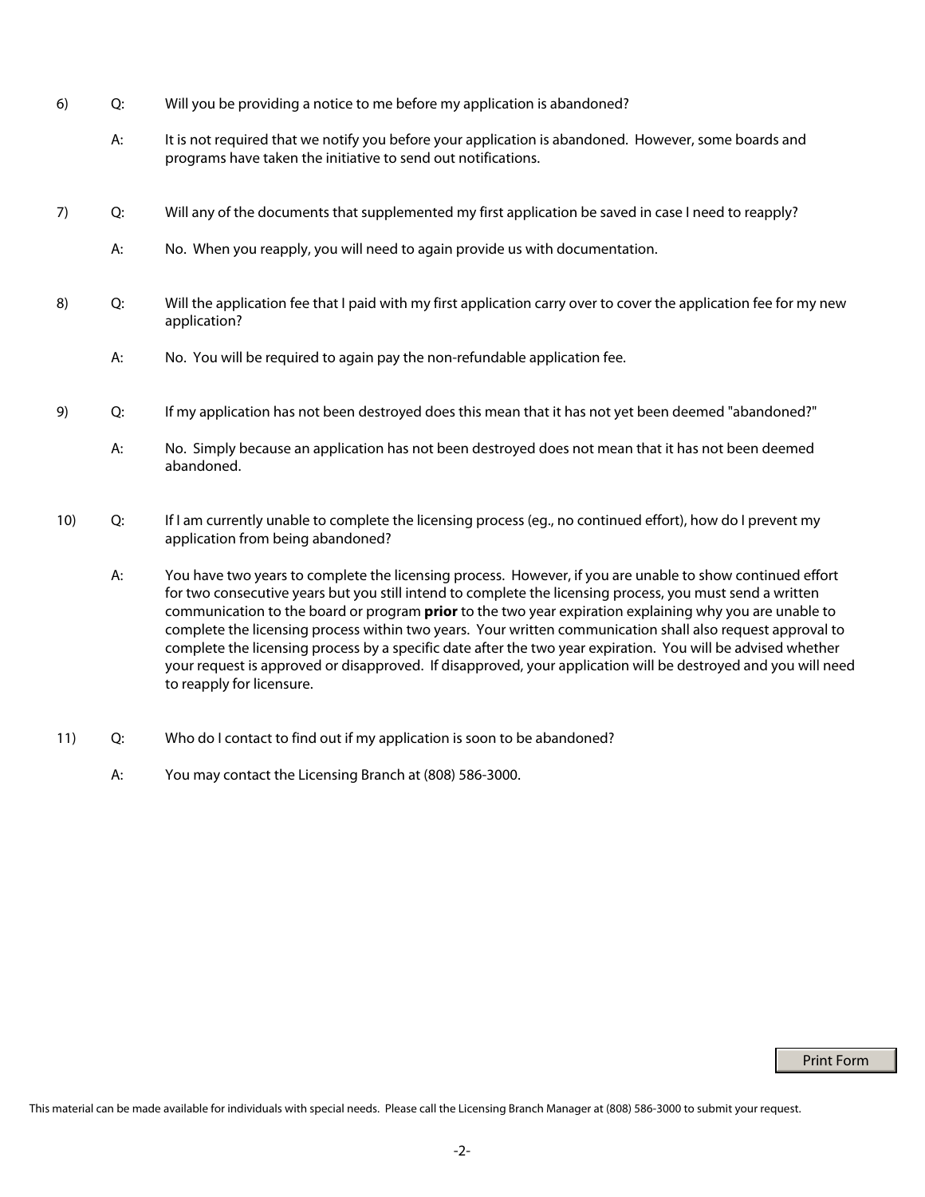6) Q: Will you be providing a notice to me before my application is abandoned?

A: It is not required that we notify you before your application is abandoned. However, some boards and programs have taken the initiative to send out notifications.

7) Q: Will any of the documents that supplemented my first application be saved in case I need to reapply?

A: No. When you reapply, you will need to again provide us with documentation.

8) Q: Will the application fee that I paid with my first application carry over to cover the application fee for my new application?

A: No. You will be required to again pay the non-refundable application fee.

9) Q: If my application has not been destroyed does this mean that it has not yet been deemed "abandoned?"

A: No. Simply because an application has not been destroyed does not mean that it has not been deemed abandoned.

10) Q: If I am currently unable to complete the licensing process (eg., no continued effort), how do I prevent my application from being abandoned?

A: You have two years to complete the licensing process. However, if you are unable to show continued effort for two consecutive years but you still intend to complete the licensing process, you must send a written communication to the board or program **prior** to the two year expiration explaining why you are unable to complete the licensing process within two years. Your written communication shall also request approval to complete the licensing process by a specific date after the two year expiration. You will be advised whether your request is approved or disapproved. If disapproved, your application will be destroyed and you will need to reapply for licensure.

11) Q: Who do I contact to find out if my application is soon to be abandoned?

A: You may contact the Licensing Branch at (808) 586-3000.

Print Form

This material can be made available for individuals with special needs. Please call the Licensing Branch Manager at (808) 586-3000 to submit your request.